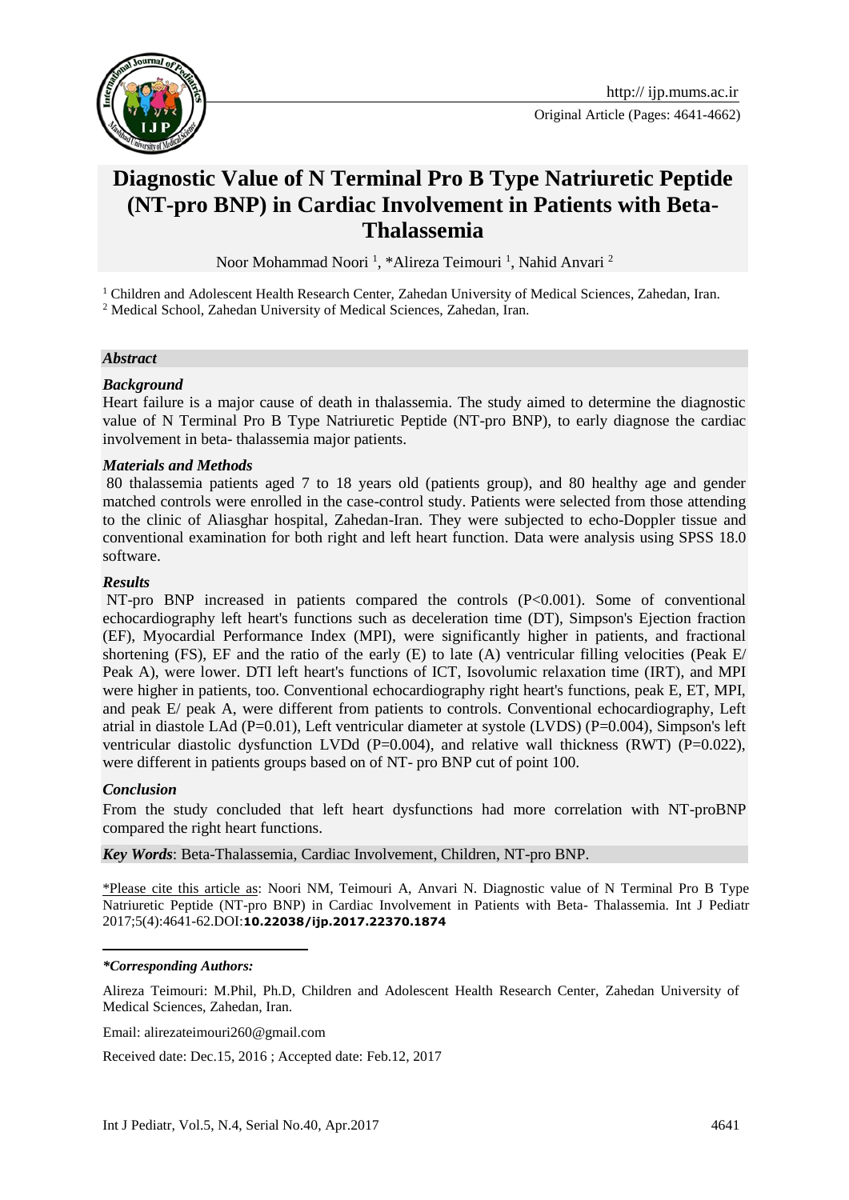# Diagnostic Value of N Terminal Pro B Type Natriuretic Peptide (NT-pro BNP) in Cardiac Involvement in Patients with Beta-Thalassemia

Noor Mohammad Noori [1], *Alireza Teimouri [1], Nahid Anvari [2]

[1] Children and Adolescent Health Research Center, Zahedan University of Medical Sciences, Zahedan, Iran.

[2] Medical School, Zahedan University of Medical Sciences, Zahedan, Iran.

## *Abstract*

### *Background*

Heart failure is a major cause of death in thalassemia. The study aimed to determine the diagnostic value of N Terminal Pro B Type Natriuretic Peptide (NT-pro BNP), to early diagnose the cardiac involvement in beta- thalassemia major patients.

### *Materials and Methods*

80 thalassemia patients aged 7 to 18 years old (patients group), and 80 healthy age and gender matched controls were enrolled in the case-control study. Patients were selected from those attending to the clinic of Aliasghar hospital, Zahedan-Iran. They were subjected to echo-Doppler tissue and conventional examination for both right and left heart function. Data were analysis using SPSS 18.0 software.

### *Results*

NT-pro BNP increased in patients compared the controls (P<0.001). Some of conventional echocardiography left heart's functions such as deceleration time (DT), Simpson's Ejection fraction (EF), Myocardial Performance Index (MPI), were significantly higher in patients, and fractional shortening (FS), EF and the ratio of the early (E) to late (A) ventricular filling velocities (Peak E/ Peak A), were lower. DTI left heart's functions of ICT, Isovolumic relaxation time (IRT), and MPI were higher in patients, too. Conventional echocardiography right heart's functions, peak E, ET, MPI, and peak E/ peak A, were different from patients to controls. Conventional echocardiography, Left atrial in diastole LAd (P=0.01), Left ventricular diameter at systole (LVDS) (P=0.004), Simpson's left ventricular diastolic dysfunction LVDd (P=0.004), and relative wall thickness (RWT) (P=0.022), were different in patients groups based on of NT- pro BNP cut of point 100.

### *Conclusion*

From the study concluded that left heart dysfunctions had more correlation with NT-proBNP compared the right heart functions.

*Key Words*: Beta-Thalassemia, Cardiac Involvement, Children, NT-pro BNP.

*Please cite this article as: Noori NM, Teimouri A, Anvari N. Diagnostic value of N Terminal Pro B Type Natriuretic Peptide (NT-pro BNP) in Cardiac Involvement in Patients with Beta- Thalassemia. Int J Pediatr 2017;5(4):4641-62.DOI:**10.22038/ijp.2017.22370.1874**

***Corresponding Authors:***

Alireza Teimouri: M.Phil, Ph.D, Children and Adolescent Health Research Center, Zahedan University of Medical Sciences, Zahedan, Iran.

Email: alirezateimouri260@gmail.com

Received date: Dec.15, 2016 ; Accepted date: Feb.12, 2017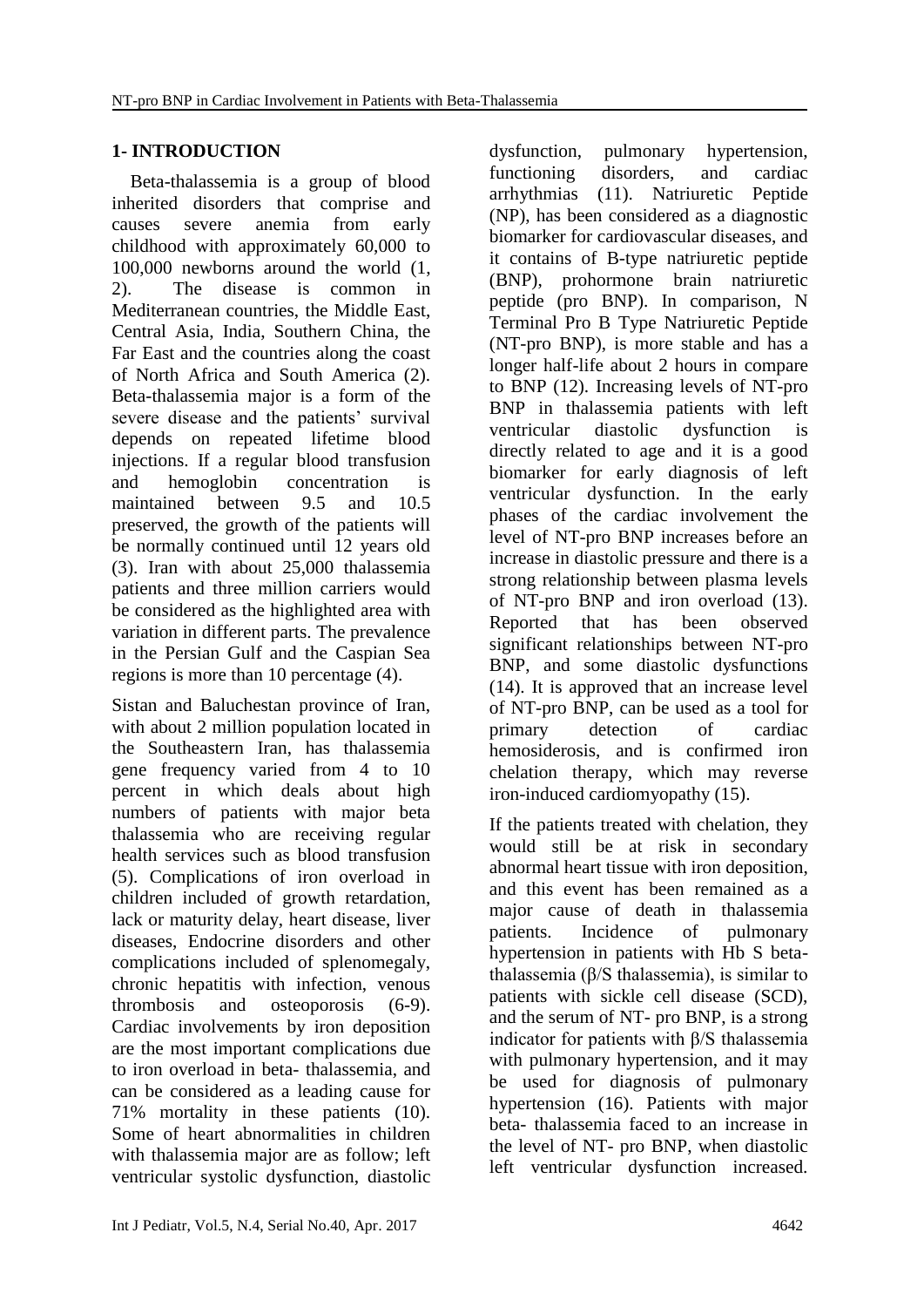## 1- INTRODUCTION

Beta-thalassemia is a group of blood inherited disorders that comprise and causes severe anemia from early childhood with approximately 60,000 to 100,000 newborns around the world (1, 2). The disease is common in Mediterranean countries, the Middle East, Central Asia, India, Southern China, the Far East and the countries along the coast of North Africa and South America (2). Beta-thalassemia major is a form of the severe disease and the patients' survival depends on repeated lifetime blood injections. If a regular blood transfusion and hemoglobin concentration is maintained between 9.5 and 10.5 preserved, the growth of the patients will be normally continued until 12 years old (3). Iran with about 25,000 thalassemia patients and three million carriers would be considered as the highlighted area with variation in different parts. The prevalence in the Persian Gulf and the Caspian Sea regions is more than 10 percentage (4).

Sistan and Baluchestan province of Iran, with about 2 million population located in the Southeastern Iran, has thalassemia gene frequency varied from 4 to 10 percent in which deals about high numbers of patients with major beta thalassemia who are receiving regular health services such as blood transfusion (5). Complications of iron overload in children included of growth retardation, lack or maturity delay, heart disease, liver diseases, Endocrine disorders and other complications included of splenomegaly, chronic hepatitis with infection, venous thrombosis and osteoporosis (6-9). Cardiac involvements by iron deposition are the most important complications due to iron overload in beta- thalassemia, and can be considered as a leading cause for 71% mortality in these patients (10). Some of heart abnormalities in children with thalassemia major are as follow; left ventricular systolic dysfunction, diastolic dysfunction, pulmonary hypertension, functioning disorders, and cardiac arrhythmias (11). Natriuretic Peptide (NP), has been considered as a diagnostic biomarker for cardiovascular diseases, and it contains of B-type natriuretic peptide (BNP), prohormone brain natriuretic peptide (pro BNP). In comparison, N Terminal Pro B Type Natriuretic Peptide (NT-pro BNP), is more stable and has a longer half-life about 2 hours in compare to BNP (12). Increasing levels of NT-pro BNP in thalassemia patients with left ventricular diastolic dysfunction is directly related to age and it is a good biomarker for early diagnosis of left ventricular dysfunction. In the early phases of the cardiac involvement the level of NT-pro BNP increases before an increase in diastolic pressure and there is a strong relationship between plasma levels of NT-pro BNP and iron overload (13). Reported that has been observed significant relationships between NT-pro BNP, and some diastolic dysfunctions (14). It is approved that an increase level of NT-pro BNP, can be used as a tool for primary detection of cardiac hemosiderosis, and is confirmed iron chelation therapy, which may reverse iron-induced cardiomyopathy (15).

If the patients treated with chelation, they would still be at risk in secondary abnormal heart tissue with iron deposition, and this event has been remained as a major cause of death in thalassemia patients. Incidence of pulmonary hypertension in patients with Hb S beta-thalassemia (β/S thalassemia), is similar to patients with sickle cell disease (SCD), and the serum of NT- pro BNP, is a strong indicator for patients with β/S thalassemia with pulmonary hypertension, and it may be used for diagnosis of pulmonary hypertension (16). Patients with major beta- thalassemia faced to an increase in the level of NT- pro BNP, when diastolic left ventricular dysfunction increased.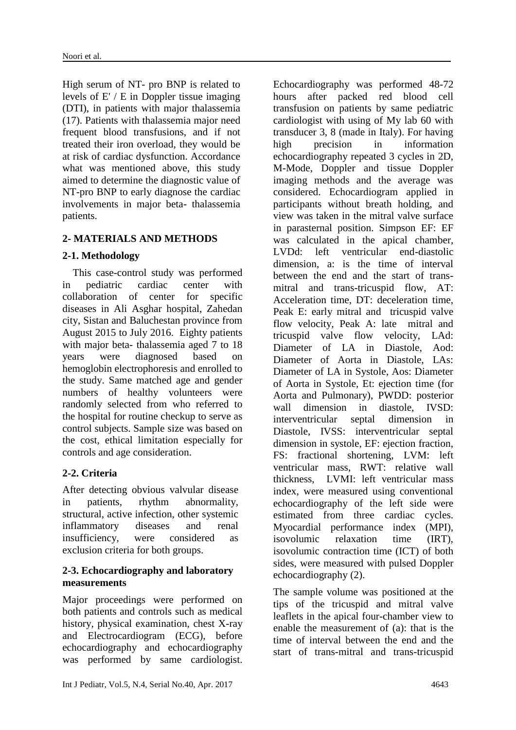High serum of NT- pro BNP is related to levels of E' / E in Doppler tissue imaging (DTI), in patients with major thalassemia (17). Patients with thalassemia major need frequent blood transfusions, and if not treated their iron overload, they would be at risk of cardiac dysfunction. Accordance what was mentioned above, this study aimed to determine the diagnostic value of NT-pro BNP to early diagnose the cardiac involvements in major beta- thalassemia patients.

## 2- MATERIALS AND METHODS

### 2-1. Methodology

This case-control study was performed in pediatric cardiac center with collaboration of center for specific diseases in Ali Asghar hospital, Zahedan city, Sistan and Baluchestan province from August 2015 to July 2016. Eighty patients with major beta- thalassemia aged 7 to 18 years were diagnosed based on hemoglobin electrophoresis and enrolled to the study. Same matched age and gender numbers of healthy volunteers were randomly selected from who referred to the hospital for routine checkup to serve as control subjects. Sample size was based on the cost, ethical limitation especially for controls and age consideration.

### 2-2. Criteria

After detecting obvious valvular disease in patients, rhythm abnormality, structural, active infection, other systemic inflammatory diseases and renal insufficiency, were considered as exclusion criteria for both groups.

### 2-3. Echocardiography and laboratory measurements

Major proceedings were performed on both patients and controls such as medical history, physical examination, chest X-ray and Electrocardiogram (ECG), before echocardiography and echocardiography was performed by same cardiologist. Echocardiography was performed 48-72 hours after packed red blood cell transfusion on patients by same pediatric cardiologist with using of My lab 60 with transducer 3, 8 (made in Italy). For having high precision in information echocardiography repeated 3 cycles in 2D, M-Mode, Doppler and tissue Doppler imaging methods and the average was considered. Echocardiogram applied in participants without breath holding, and view was taken in the mitral valve surface in parasternal position. Simpson EF: EF was calculated in the apical chamber, LVDd: left ventricular end-diastolic dimension, a: is the time of interval between the end and the start of trans-mitral and trans-tricuspid flow, AT: Acceleration time, DT: deceleration time, Peak E: early mitral and tricuspid valve flow velocity, Peak A: late mitral and tricuspid valve flow velocity, LAd: Diameter of LA in Diastole, Aod: Diameter of Aorta in Diastole, LAs: Diameter of LA in Systole, Aos: Diameter of Aorta in Systole, Et: ejection time (for Aorta and Pulmonary), PWDD: posterior wall dimension in diastole, IVSD: interventricular septal dimension in Diastole, IVSS: interventricular septal dimension in systole, EF: ejection fraction, FS: fractional shortening, LVM: left ventricular mass, RWT: relative wall thickness, LVMI: left ventricular mass index, were measured using conventional echocardiography of the left side were estimated from three cardiac cycles. Myocardial performance index (MPI), isovolumic relaxation time (IRT), isovolumic contraction time (ICT) of both sides, were measured with pulsed Doppler echocardiography (2).

The sample volume was positioned at the tips of the tricuspid and mitral valve leaflets in the apical four-chamber view to enable the measurement of (a): that is the time of interval between the end and the start of trans-mitral and trans-tricuspid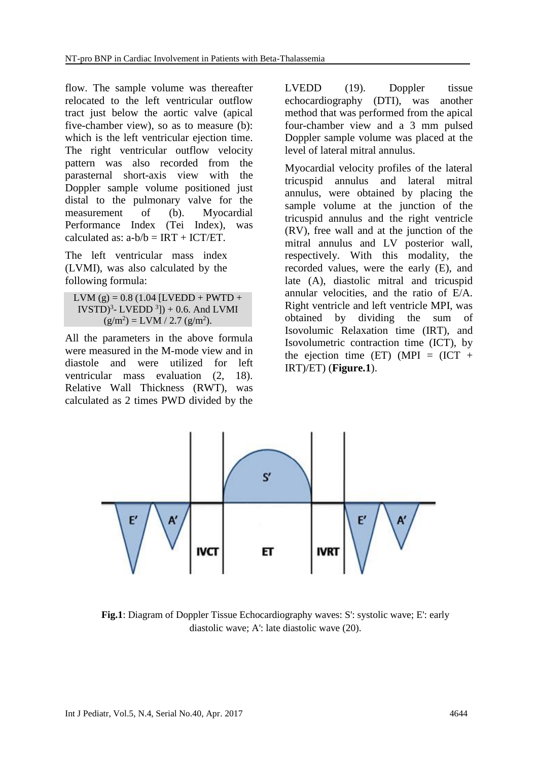flow. The sample volume was thereafter relocated to the left ventricular outflow tract just below the aortic valve (apical five-chamber view), so as to measure (b): which is the left ventricular ejection time. The right ventricular outflow velocity pattern was also recorded from the parasternal short-axis view with the Doppler sample volume positioned just distal to the pulmonary valve for the measurement of (b). Myocardial Performance Index (Tei Index), was calculated as: a-b/b = IRT + ICT/ET.

The left ventricular mass index (LVMI), was also calculated by the following formula:

$$LVM\ (g) = 0.8\ (1.04\ [LVEDD + PWTD + IVSTD)^3 - LVEDD^3]) + 0.6.\ \text{And}\ LVMI\ (g/m^2) = LVM / 2.7\ (g/m^2).$$

All the parameters in the above formula were measured in the M-mode view and in diastole and were utilized for left ventricular mass evaluation (2, 18). Relative Wall Thickness (RWT), was calculated as 2 times PWD divided by the LVEDD (19). Doppler tissue echocardiography (DTI), was another method that was performed from the apical four-chamber view and a 3 mm pulsed Doppler sample volume was placed at the level of lateral mitral annulus.

Myocardial velocity profiles of the lateral tricuspid annulus and lateral mitral annulus, were obtained by placing the sample volume at the junction of the tricuspid annulus and the right ventricle (RV), free wall and at the junction of the mitral annulus and LV posterior wall, respectively. With this modality, the recorded values, were the early (E), and late (A), diastolic mitral and tricuspid annular velocities, and the ratio of E/A. Right ventricle and left ventricle MPI, was obtained by dividing the sum of Isovolumic Relaxation time (IRT), and Isovolumetric contraction time (ICT), by the ejection time (ET) (MPI = (ICT + IRT)/ET) (**Figure.1**).

**Fig.1**: Diagram of Doppler Tissue Echocardiography waves: S': systolic wave; E': early diastolic wave; A': late diastolic wave (20).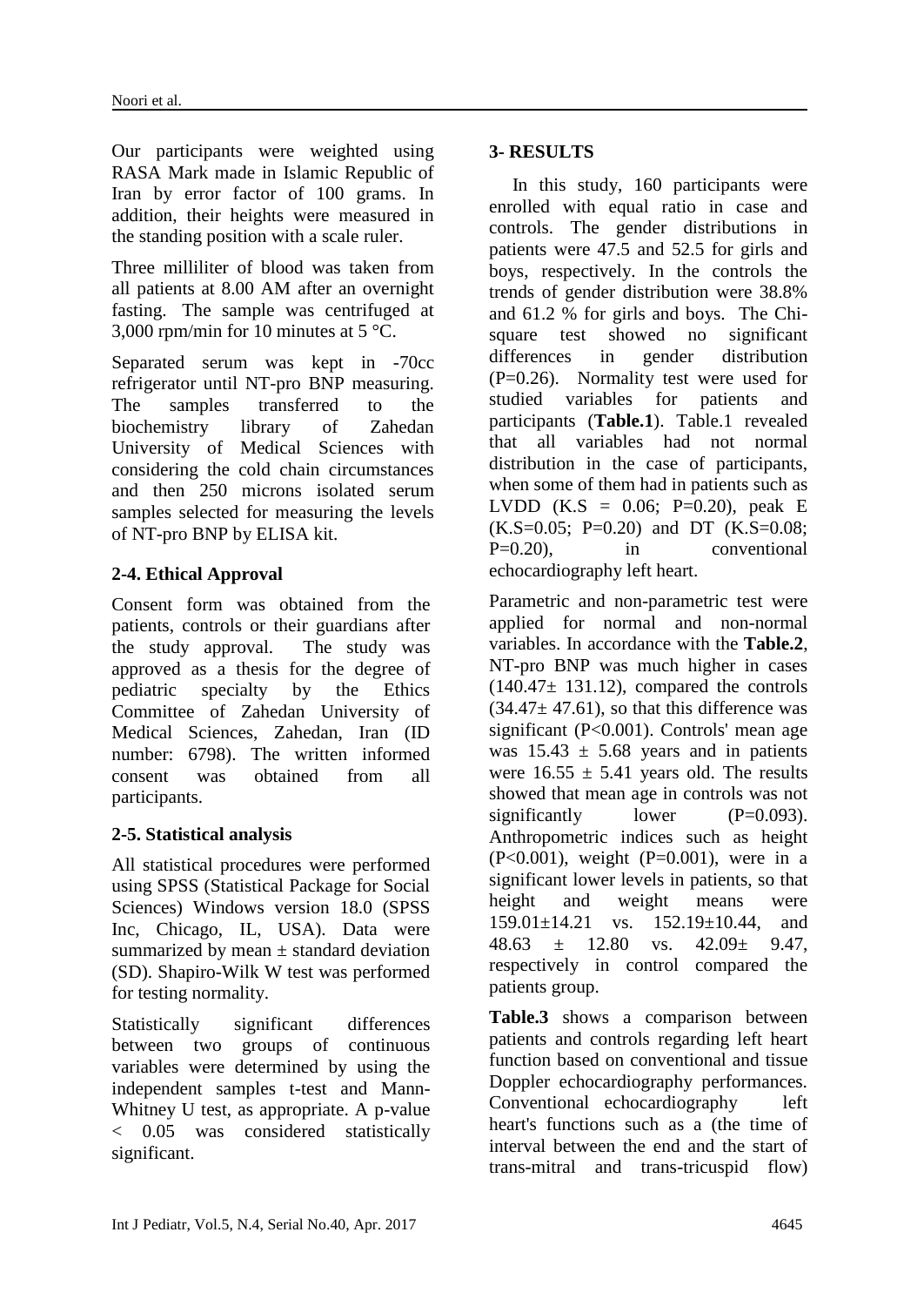Our participants were weighted using RASA Mark made in Islamic Republic of Iran by error factor of 100 grams. In addition, their heights were measured in the standing position with a scale ruler.

Three milliliter of blood was taken from all patients at 8.00 AM after an overnight fasting. The sample was centrifuged at 3,000 rpm/min for 10 minutes at 5 °C.

Separated serum was kept in -70cc refrigerator until NT-pro BNP measuring. The samples transferred to the biochemistry library of Zahedan University of Medical Sciences with considering the cold chain circumstances and then 250 microns isolated serum samples selected for measuring the levels of NT-pro BNP by ELISA kit.

### 2-4. Ethical Approval

Consent form was obtained from the patients, controls or their guardians after the study approval. The study was approved as a thesis for the degree of pediatric specialty by the Ethics Committee of Zahedan University of Medical Sciences, Zahedan, Iran (ID number: 6798). The written informed consent was obtained from all participants.

### 2-5. Statistical analysis

All statistical procedures were performed using SPSS (Statistical Package for Social Sciences) Windows version 18.0 (SPSS Inc, Chicago, IL, USA). Data were summarized by mean ± standard deviation (SD). Shapiro-Wilk W test was performed for testing normality.

Statistically significant differences between two groups of continuous variables were determined by using the independent samples t-test and Mann-Whitney U test, as appropriate. A p-value < 0.05 was considered statistically significant.

## 3- RESULTS

In this study, 160 participants were enrolled with equal ratio in case and controls. The gender distributions in patients were 47.5 and 52.5 for girls and boys, respectively. In the controls the trends of gender distribution were 38.8% and 61.2 % for girls and boys. The Chi-square test showed no significant differences in gender distribution (P=0.26). Normality test were used for studied variables for patients and participants (**Table.1**). Table.1 revealed that all variables had not normal distribution in the case of participants, when some of them had in patients such as LVDD (K.S = 0.06; P=0.20), peak E (K.S=0.05; P=0.20) and DT (K.S=0.08; P=0.20), in conventional echocardiography left heart.

Parametric and non-parametric test were applied for normal and non-normal variables. In accordance with the **Table.2**, NT-pro BNP was much higher in cases (140.47± 131.12), compared the controls (34.47± 47.61), so that this difference was significant (P<0.001). Controls' mean age was 15.43 ± 5.68 years and in patients were 16.55 ± 5.41 years old. The results showed that mean age in controls was not significantly lower (P=0.093). Anthropometric indices such as height (P<0.001), weight (P=0.001), were in a significant lower levels in patients, so that height and weight means were 159.01±14.21 vs. 152.19±10.44, and 48.63 ± 12.80 vs. 42.09± 9.47, respectively in control compared the patients group.

**Table.3** shows a comparison between patients and controls regarding left heart function based on conventional and tissue Doppler echocardiography performances. Conventional echocardiography left heart's functions such as a (the time of interval between the end and the start of trans-mitral and trans-tricuspid flow)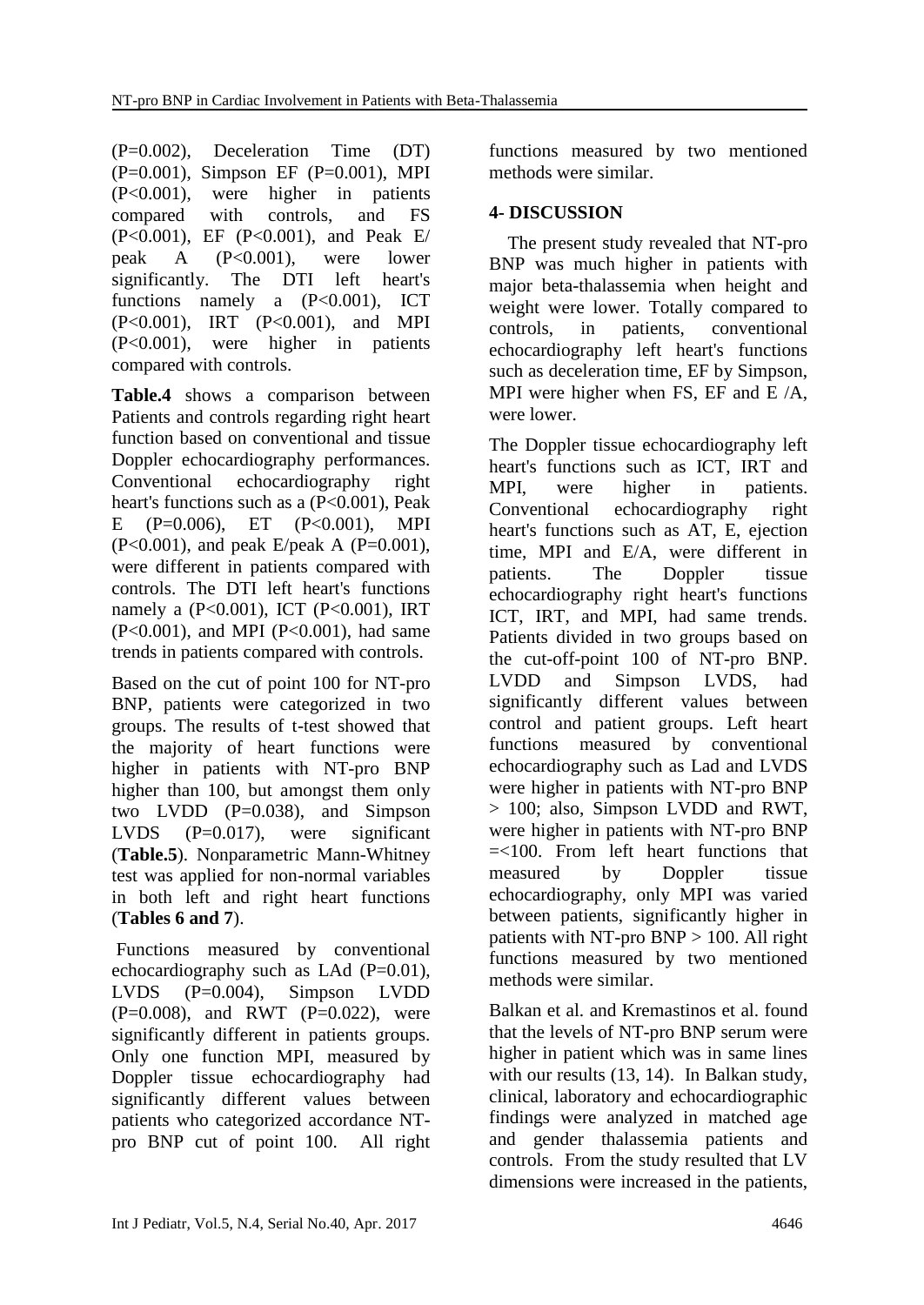(P=0.002), Deceleration Time (DT) (P=0.001), Simpson EF (P=0.001), MPI (P<0.001), were higher in patients compared with controls, and FS (P<0.001), EF (P<0.001), and Peak E/ peak A (P<0.001), were lower significantly. The DTI left heart's functions namely a (P<0.001), ICT (P<0.001), IRT (P<0.001), and MPI (P<0.001), were higher in patients compared with controls.

**Table.4** shows a comparison between Patients and controls regarding right heart function based on conventional and tissue Doppler echocardiography performances. Conventional echocardiography right heart's functions such as a (P<0.001), Peak E (P=0.006), ET (P<0.001), MPI (P<0.001), and peak E/peak A (P=0.001), were different in patients compared with controls. The DTI left heart's functions namely a (P<0.001), ICT (P<0.001), IRT (P<0.001), and MPI (P<0.001), had same trends in patients compared with controls.

Based on the cut of point 100 for NT-pro BNP, patients were categorized in two groups. The results of t-test showed that the majority of heart functions were higher in patients with NT-pro BNP higher than 100, but amongst them only two LVDD (P=0.038), and Simpson LVDS (P=0.017), were significant (**Table.5**). Nonparametric Mann-Whitney test was applied for non-normal variables in both left and right heart functions (**Tables 6 and 7**).

Functions measured by conventional echocardiography such as LAd (P=0.01), LVDS (P=0.004), Simpson LVDD (P=0.008), and RWT (P=0.022), were significantly different in patients groups. Only one function MPI, measured by Doppler tissue echocardiography had significantly different values between patients who categorized accordance NT-pro BNP cut of point 100. All right functions measured by two mentioned methods were similar.

## 4- DISCUSSION

The present study revealed that NT-pro BNP was much higher in patients with major beta-thalassemia when height and weight were lower. Totally compared to controls, in patients, conventional echocardiography left heart's functions such as deceleration time, EF by Simpson, MPI were higher when FS, EF and E /A, were lower.

The Doppler tissue echocardiography left heart's functions such as ICT, IRT and MPI, were higher in patients. Conventional echocardiography right heart's functions such as AT, E, ejection time, MPI and E/A, were different in patients. The Doppler tissue echocardiography right heart's functions ICT, IRT, and MPI, had same trends. Patients divided in two groups based on the cut-off-point 100 of NT-pro BNP. LVDD and Simpson LVDS, had significantly different values between control and patient groups. Left heart functions measured by conventional echocardiography such as Lad and LVDS were higher in patients with NT-pro BNP > 100; also, Simpson LVDD and RWT, were higher in patients with NT-pro BNP =<100. From left heart functions that measured by Doppler tissue echocardiography, only MPI was varied between patients, significantly higher in patients with NT-pro BNP > 100. All right functions measured by two mentioned methods were similar.

Balkan et al. and Kremastinos et al. found that the levels of NT-pro BNP serum were higher in patient which was in same lines with our results (13, 14). In Balkan study, clinical, laboratory and echocardiographic findings were analyzed in matched age and gender thalassemia patients and controls. From the study resulted that LV dimensions were increased in the patients,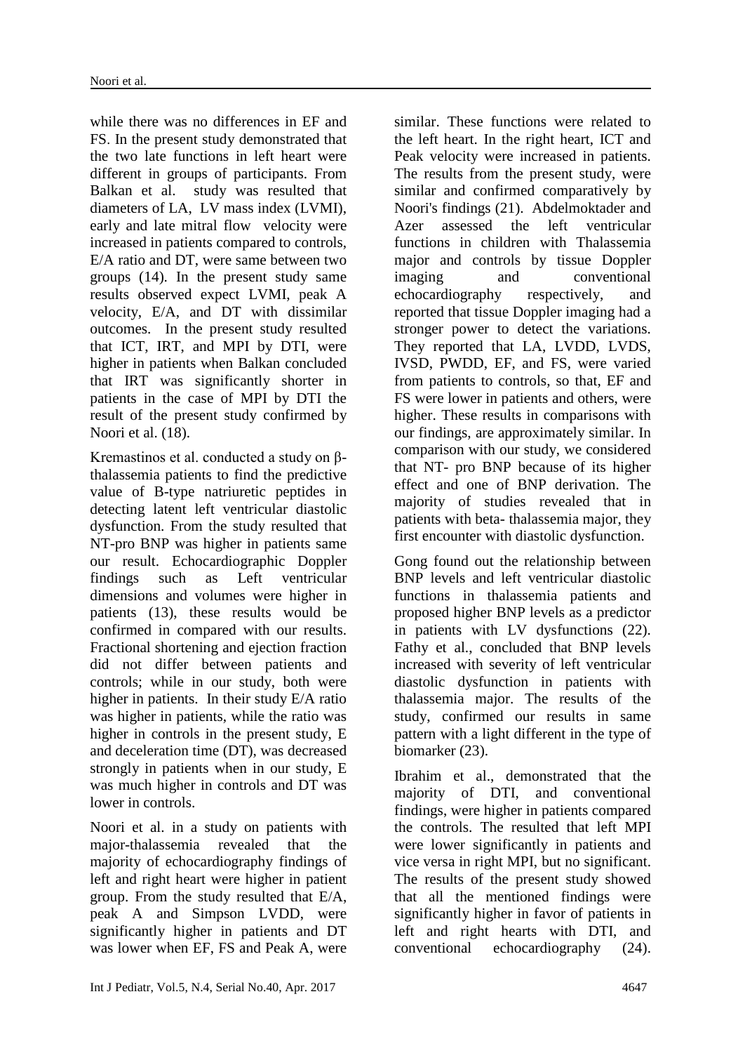while there was no differences in EF and FS. In the present study demonstrated that the two late functions in left heart were different in groups of participants. From Balkan et al. study was resulted that diameters of LA, LV mass index (LVMI), early and late mitral flow velocity were increased in patients compared to controls, E/A ratio and DT, were same between two groups (14). In the present study same results observed expect LVMI, peak A velocity, E/A, and DT with dissimilar outcomes. In the present study resulted that ICT, IRT, and MPI by DTI, were higher in patients when Balkan concluded that IRT was significantly shorter in patients in the case of MPI by DTI the result of the present study confirmed by Noori et al. (18).

Kremastinos et al. conducted a study on β-thalassemia patients to find the predictive value of B-type natriuretic peptides in detecting latent left ventricular diastolic dysfunction. From the study resulted that NT-pro BNP was higher in patients same our result. Echocardiographic Doppler findings such as Left ventricular dimensions and volumes were higher in patients (13), these results would be confirmed in compared with our results. Fractional shortening and ejection fraction did not differ between patients and controls; while in our study, both were higher in patients. In their study E/A ratio was higher in patients, while the ratio was higher in controls in the present study, E and deceleration time (DT), was decreased strongly in patients when in our study, E was much higher in controls and DT was lower in controls.

Noori et al. in a study on patients with major-thalassemia revealed that the majority of echocardiography findings of left and right heart were higher in patient group. From the study resulted that E/A, peak A and Simpson LVDD, were significantly higher in patients and DT was lower when EF, FS and Peak A, were similar. These functions were related to the left heart. In the right heart, ICT and Peak velocity were increased in patients. The results from the present study, were similar and confirmed comparatively by Noori's findings (21). Abdelmoktader and Azer assessed the left ventricular functions in children with Thalassemia major and controls by tissue Doppler imaging and conventional echocardiography respectively, and reported that tissue Doppler imaging had a stronger power to detect the variations. They reported that LA, LVDD, LVDS, IVSD, PWDD, EF, and FS, were varied from patients to controls, so that, EF and FS were lower in patients and others, were higher. These results in comparisons with our findings, are approximately similar. In comparison with our study, we considered that NT- pro BNP because of its higher effect and one of BNP derivation. The majority of studies revealed that in patients with beta- thalassemia major, they first encounter with diastolic dysfunction.

Gong found out the relationship between BNP levels and left ventricular diastolic functions in thalassemia patients and proposed higher BNP levels as a predictor in patients with LV dysfunctions (22). Fathy et al., concluded that BNP levels increased with severity of left ventricular diastolic dysfunction in patients with thalassemia major. The results of the study, confirmed our results in same pattern with a light different in the type of biomarker (23).

Ibrahim et al., demonstrated that the majority of DTI, and conventional findings, were higher in patients compared the controls. The resulted that left MPI were lower significantly in patients and vice versa in right MPI, but no significant. The results of the present study showed that all the mentioned findings were significantly higher in favor of patients in left and right hearts with DTI, and conventional echocardiography (24).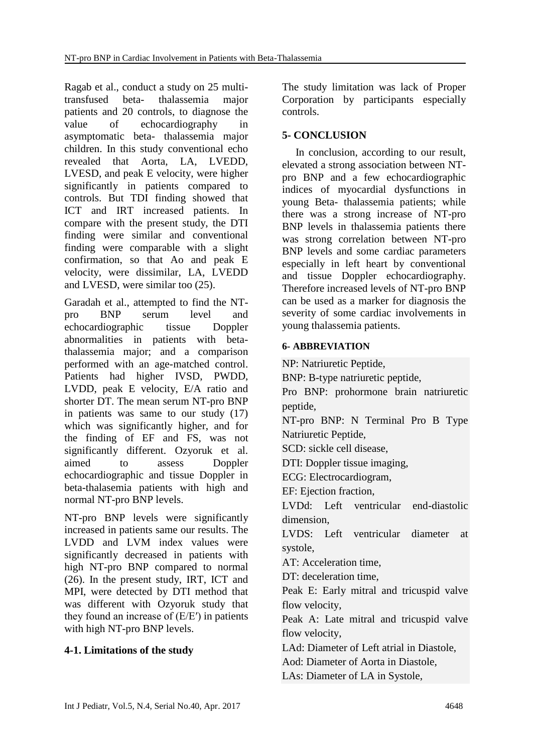Ragab et al., conduct a study on 25 multi-transfused beta- thalassemia major patients and 20 controls, to diagnose the value of echocardiography in asymptomatic beta- thalassemia major children. In this study conventional echo revealed that Aorta, LA, LVEDD, LVESD, and peak E velocity, were higher significantly in patients compared to controls. But TDI finding showed that ICT and IRT increased patients. In compare with the present study, the DTI finding were similar and conventional finding were comparable with a slight confirmation, so that Ao and peak E velocity, were dissimilar, LA, LVEDD and LVESD, were similar too (25).

Garadah et al., attempted to find the NT-pro BNP serum level and echocardiographic tissue Doppler abnormalities in patients with beta-thalassemia major; and a comparison performed with an age-matched control. Patients had higher IVSD, PWDD, LVDD, peak E velocity, E/A ratio and shorter DT. The mean serum NT-pro BNP in patients was same to our study (17) which was significantly higher, and for the finding of EF and FS, was not significantly different. Ozyoruk et al. aimed to assess Doppler echocardiographic and tissue Doppler in beta-thalasemia patients with high and normal NT-pro BNP levels.

NT-pro BNP levels were significantly increased in patients same our results. The LVDD and LVM index values were significantly decreased in patients with high NT-pro BNP compared to normal (26). In the present study, IRT, ICT and MPI, were detected by DTI method that was different with Ozyoruk study that they found an increase of (E/E′) in patients with high NT-pro BNP levels.

### 4-1. Limitations of the study

The study limitation was lack of Proper Corporation by participants especially controls.

## 5- CONCLUSION

In conclusion, according to our result, elevated a strong association between NT-pro BNP and a few echocardiographic indices of myocardial dysfunctions in young Beta- thalassemia patients; while there was a strong increase of NT-pro BNP levels in thalassemia patients there was strong correlation between NT-pro BNP levels and some cardiac parameters especially in left heart by conventional and tissue Doppler echocardiography. Therefore increased levels of NT-pro BNP can be used as a marker for diagnosis the severity of some cardiac involvements in young thalassemia patients.

## 6- ABBREVIATION

NP: Natriuretic Peptide,

BNP: B-type natriuretic peptide,

Pro BNP: prohormone brain natriuretic peptide,

NT-pro BNP: N Terminal Pro B Type Natriuretic Peptide,

SCD: sickle cell disease,

DTI: Doppler tissue imaging,

ECG: Electrocardiogram,

EF: Ejection fraction,

LVDd: Left ventricular end-diastolic dimension,

LVDS: Left ventricular diameter at systole,

AT: Acceleration time,

DT: deceleration time,

Peak E: Early mitral and tricuspid valve flow velocity,

Peak A: Late mitral and tricuspid valve flow velocity,

LAd: Diameter of Left atrial in Diastole,

Aod: Diameter of Aorta in Diastole,

LAs: Diameter of LA in Systole,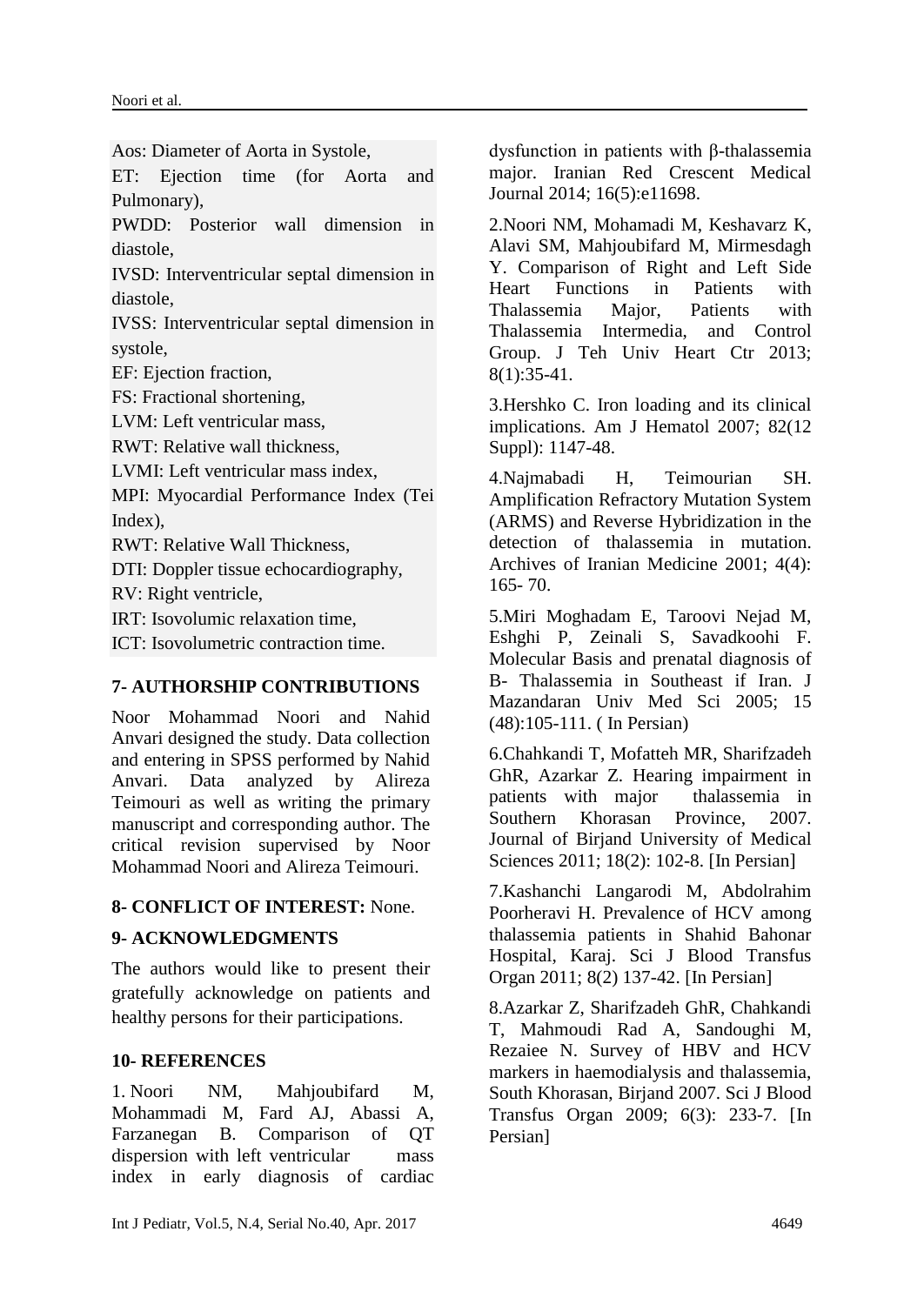Aos: Diameter of Aorta in Systole,
ET: Ejection time (for Aorta and Pulmonary),
PWDD: Posterior wall dimension in diastole,
IVSD: Interventricular septal dimension in diastole,
IVSS: Interventricular septal dimension in systole,
EF: Ejection fraction,
FS: Fractional shortening,
LVM: Left ventricular mass,
RWT: Relative wall thickness,
LVMI: Left ventricular mass index,
MPI: Myocardial Performance Index (Tei Index),
RWT: Relative Wall Thickness,
DTI: Doppler tissue echocardiography,
RV: Right ventricle,
IRT: Isovolumic relaxation time,
ICT: Isovolumetric contraction time.

## 7- AUTHORSHIP CONTRIBUTIONS

Noor Mohammad Noori and Nahid Anvari designed the study. Data collection and entering in SPSS performed by Nahid Anvari. Data analyzed by Alireza Teimouri as well as writing the primary manuscript and corresponding author. The critical revision supervised by Noor Mohammad Noori and Alireza Teimouri.

## 8- CONFLICT OF INTEREST: None.

## 9- ACKNOWLEDGMENTS

The authors would like to present their gratefully acknowledge on patients and healthy persons for their participations.

## 10- REFERENCES

1. Noori NM, Mahjoubifard M, Mohammadi M, Fard AJ, Abassi A, Farzanegan B. Comparison of QT dispersion with left ventricular mass index in early diagnosis of cardiac dysfunction in patients with β-thalassemia major. Iranian Red Crescent Medical Journal 2014; 16(5):e11698.

2. Noori NM, Mohamadi M, Keshavarz K, Alavi SM, Mahjoubifard M, Mirmesdagh Y. Comparison of Right and Left Side Heart Functions in Patients with Thalassemia Major, Patients with Thalassemia Intermedia, and Control Group. J Teh Univ Heart Ctr 2013; 8(1):35-41.

3. Hershko C. Iron loading and its clinical implications. Am J Hematol 2007; 82(12 Suppl): 1147-48.

4. Najmabadi H, Teimourian SH. Amplification Refractory Mutation System (ARMS) and Reverse Hybridization in the detection of thalassemia in mutation. Archives of Iranian Medicine 2001; 4(4): 165- 70.

5. Miri Moghadam E, Taroovi Nejad M, Eshghi P, Zeinali S, Savadkoohi F. Molecular Basis and prenatal diagnosis of B- Thalassemia in Southeast if Iran. J Mazandaran Univ Med Sci 2005; 15 (48):105-111. ( In Persian)

6. Chahkandi T, Mofatteh MR, Sharifzadeh GhR, Azarkar Z. Hearing impairment in patients with major thalassemia in Southern Khorasan Province, 2007. Journal of Birjand University of Medical Sciences 2011; 18(2): 102-8. [In Persian]

7. Kashanchi Langarodi M, Abdolrahim Poorheravi H. Prevalence of HCV among thalassemia patients in Shahid Bahonar Hospital, Karaj. Sci J Blood Transfus Organ 2011; 8(2) 137-42. [In Persian]

8. Azarkar Z, Sharifzadeh GhR, Chahkandi T, Mahmoudi Rad A, Sandoughi M, Rezaiee N. Survey of HBV and HCV markers in haemodialysis and thalassemia, South Khorasan, Birjand 2007. Sci J Blood Transfus Organ 2009; 6(3): 233-7. [In Persian]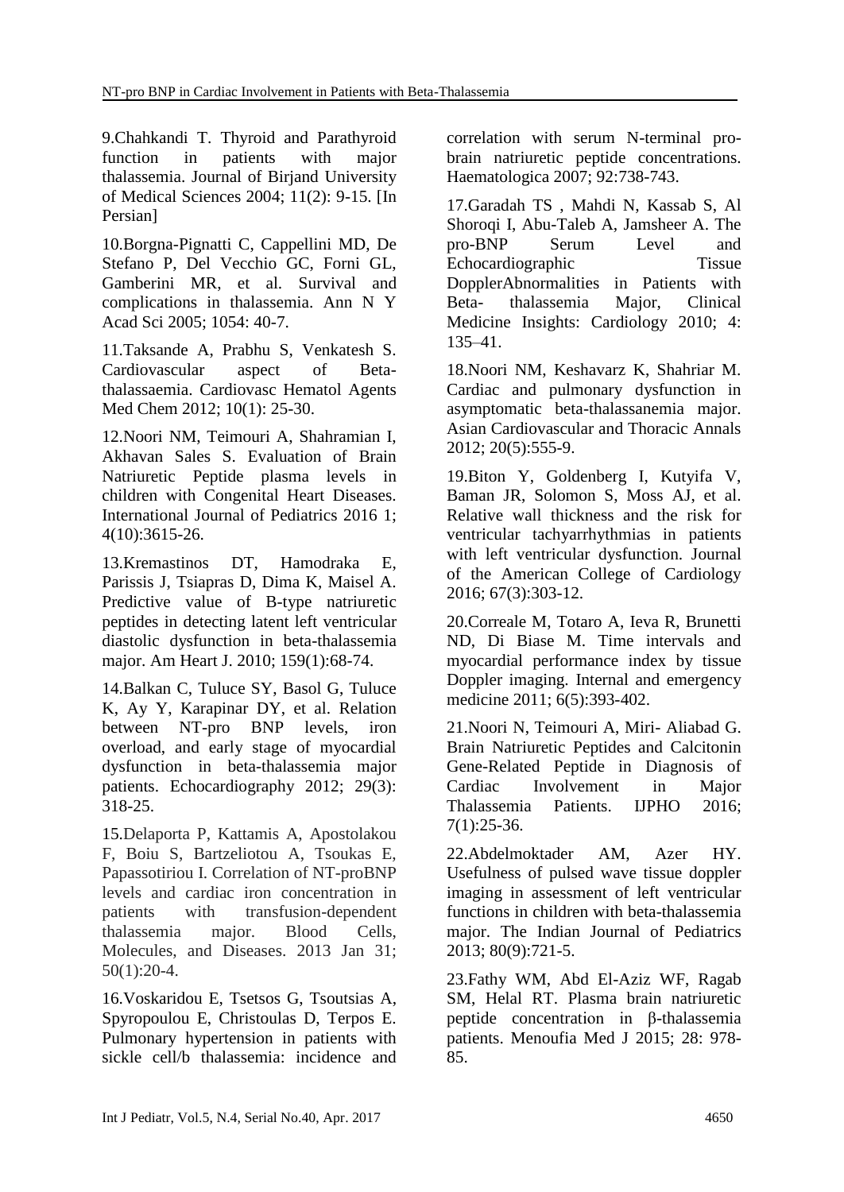9.Chahkandi T. Thyroid and Parathyroid function in patients with major thalassemia. Journal of Birjand University of Medical Sciences 2004; 11(2): 9-15. [In Persian]

10.Borgna-Pignatti C, Cappellini MD, De Stefano P, Del Vecchio GC, Forni GL, Gamberini MR, et al. Survival and complications in thalassemia. Ann N Y Acad Sci 2005; 1054: 40-7.

11.Taksande A, Prabhu S, Venkatesh S. Cardiovascular aspect of Beta-thalassaemia. Cardiovasc Hematol Agents Med Chem 2012; 10(1): 25-30.

12.Noori NM, Teimouri A, Shahramian I, Akhavan Sales S. Evaluation of Brain Natriuretic Peptide plasma levels in children with Congenital Heart Diseases. International Journal of Pediatrics 2016 1; 4(10):3615-26.

13.Kremastinos DT, Hamodraka E, Parissis J, Tsiapras D, Dima K, Maisel A. Predictive value of B-type natriuretic peptides in detecting latent left ventricular diastolic dysfunction in beta-thalassemia major. Am Heart J. 2010; 159(1):68-74.

14.Balkan C, Tuluce SY, Basol G, Tuluce K, Ay Y, Karapinar DY, et al. Relation between NT-pro BNP levels, iron overload, and early stage of myocardial dysfunction in beta-thalassemia major patients. Echocardiography 2012; 29(3): 318-25.

15.Delaporta P, Kattamis A, Apostolakou F, Boiu S, Bartzeliotou A, Tsoukas E, Papassotiriou I. Correlation of NT-proBNP levels and cardiac iron concentration in patients with transfusion-dependent thalassemia major. Blood Cells, Molecules, and Diseases. 2013 Jan 31; 50(1):20-4.

16.Voskaridou E, Tsetsos G, Tsoutsias A, Spyropoulou E, Christoulas D, Terpos E. Pulmonary hypertension in patients with sickle cell/b thalassemia: incidence and correlation with serum N-terminal pro-brain natriuretic peptide concentrations. Haematologica 2007; 92:738-743.

17.Garadah TS , Mahdi N, Kassab S, Al Shoroqi I, Abu-Taleb A, Jamsheer A. The pro-BNP Serum Level and Echocardiographic Tissue DopplerAbnormalities in Patients with Beta- thalassemia Major, Clinical Medicine Insights: Cardiology 2010; 4: 135–41.

18.Noori NM, Keshavarz K, Shahriar M. Cardiac and pulmonary dysfunction in asymptomatic beta-thalassanemia major. Asian Cardiovascular and Thoracic Annals 2012; 20(5):555-9.

19.Biton Y, Goldenberg I, Kutyifa V, Baman JR, Solomon S, Moss AJ, et al. Relative wall thickness and the risk for ventricular tachyarrhythmias in patients with left ventricular dysfunction. Journal of the American College of Cardiology 2016; 67(3):303-12.

20.Correale M, Totaro A, Ieva R, Brunetti ND, Di Biase M. Time intervals and myocardial performance index by tissue Doppler imaging. Internal and emergency medicine 2011; 6(5):393-402.

21.Noori N, Teimouri A, Miri- Aliabad G. Brain Natriuretic Peptides and Calcitonin Gene-Related Peptide in Diagnosis of Cardiac Involvement in Major Thalassemia Patients. IJPHO 2016; 7(1):25-36.

22.Abdelmoktader AM, Azer HY. Usefulness of pulsed wave tissue doppler imaging in assessment of left ventricular functions in children with beta-thalassemia major. The Indian Journal of Pediatrics 2013; 80(9):721-5.

23.Fathy WM, Abd El-Aziz WF, Ragab SM, Helal RT. Plasma brain natriuretic peptide concentration in β-thalassemia patients. Menoufia Med J 2015; 28: 978-85.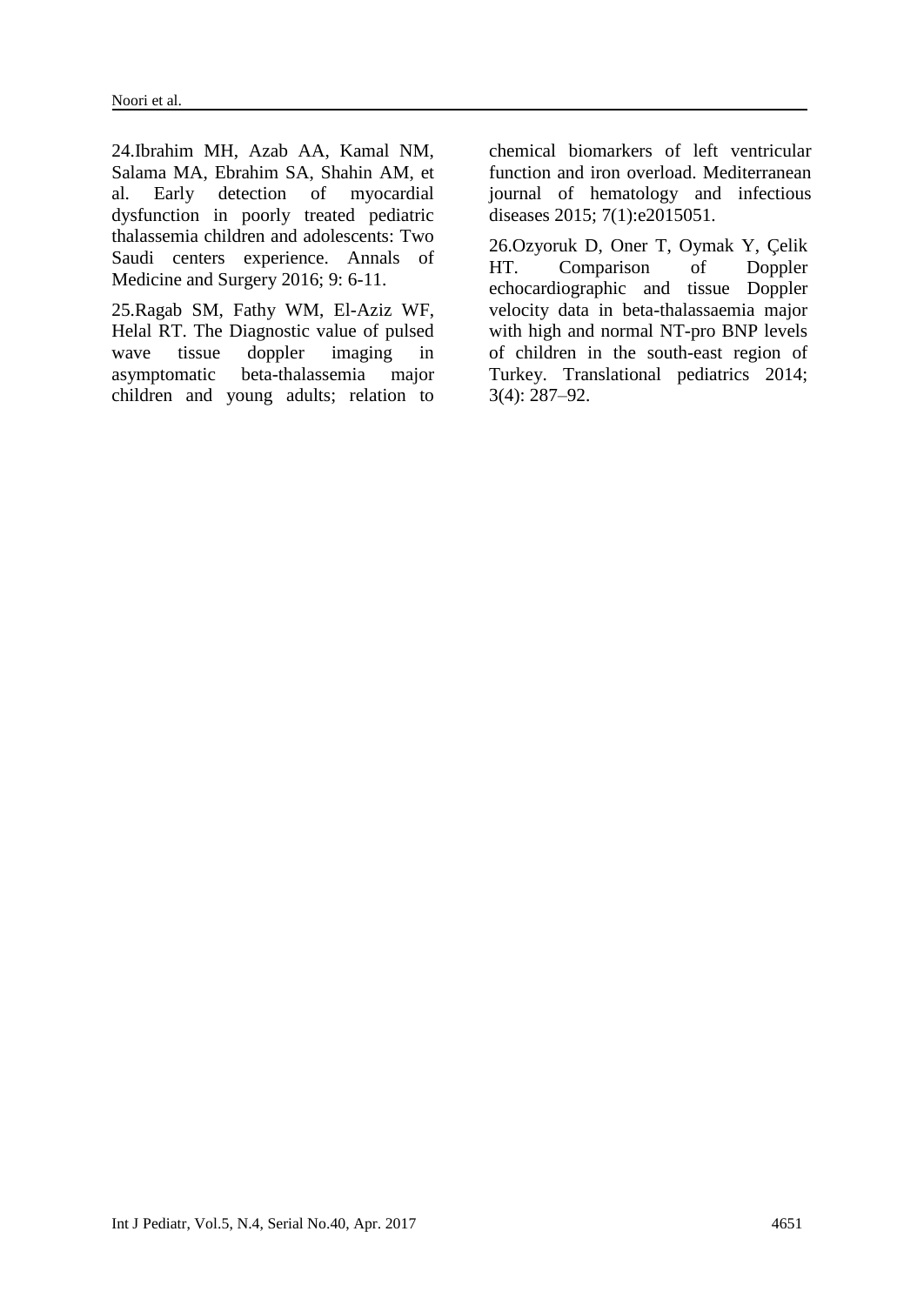24.Ibrahim MH, Azab AA, Kamal NM, Salama MA, Ebrahim SA, Shahin AM, et al. Early detection of myocardial dysfunction in poorly treated pediatric thalassemia children and adolescents: Two Saudi centers experience. Annals of Medicine and Surgery 2016; 9: 6-11.

25.Ragab SM, Fathy WM, El-Aziz WF, Helal RT. The Diagnostic value of pulsed wave tissue doppler imaging in asymptomatic beta-thalassemia major children and young adults; relation to chemical biomarkers of left ventricular function and iron overload. Mediterranean journal of hematology and infectious diseases 2015; 7(1):e2015051.

26.Ozyoruk D, Oner T, Oymak Y, Çelik HT. Comparison of Doppler echocardiographic and tissue Doppler velocity data in beta-thalassaemia major with high and normal NT-pro BNP levels of children in the south-east region of Turkey. Translational pediatrics 2014; 3(4): 287–92.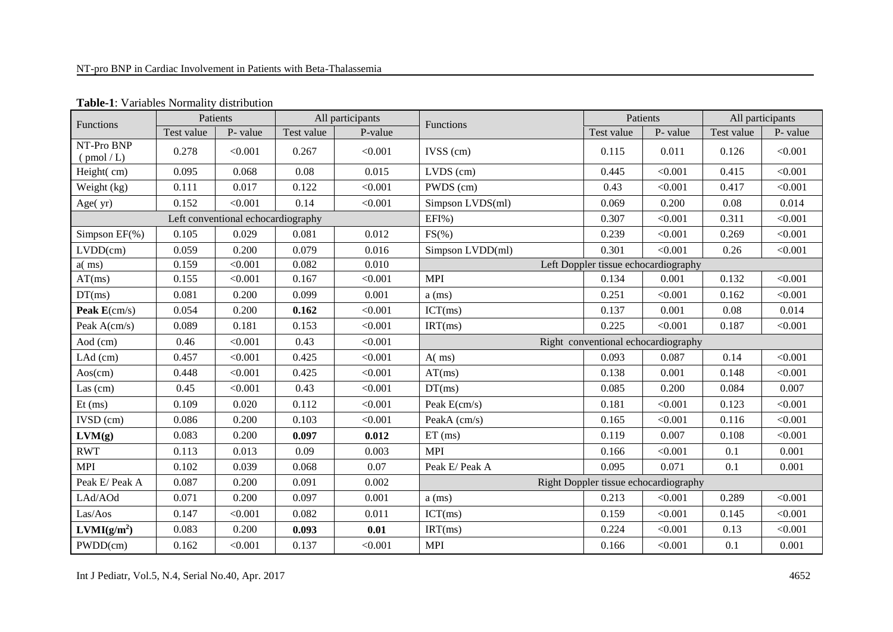**Table-1**: Variables Normality distribution

| Functions | Patients | | All participants | | Functions | Patients | | All participants | |
|---|---|---|---|---|---|---|---|---|---|
| | Test value | P- value | Test value | P-value | | Test value | P- value | Test value | P- value |
| NT-Pro BNP ( pmol / L) | 0.278 | <0.001 | 0.267 | <0.001 | IVSS (cm) | 0.115 | 0.011 | 0.126 | <0.001 |
| Height( cm) | 0.095 | 0.068 | 0.08 | 0.015 | LVDS (cm) | 0.445 | <0.001 | 0.415 | <0.001 |
| Weight (kg) | 0.111 | 0.017 | 0.122 | <0.001 | PWDS (cm) | 0.43 | <0.001 | 0.417 | <0.001 |
| Age( yr) | 0.152 | <0.001 | 0.14 | <0.001 | Simpson LVDS(ml) | 0.069 | 0.200 | 0.08 | 0.014 |
| Left conventional echocardiography | | | | | EFI%) | 0.307 | <0.001 | 0.311 | <0.001 |
| Simpson EF(%) | 0.105 | 0.029 | 0.081 | 0.012 | FS(%) | 0.239 | <0.001 | 0.269 | <0.001 |
| LVDD(cm) | 0.059 | 0.200 | 0.079 | 0.016 | Simpson LVDD(ml) | 0.301 | <0.001 | 0.26 | <0.001 |
| a( ms) | 0.159 | <0.001 | 0.082 | 0.010 | Left Doppler tissue echocardiography | | | | |
| AT(ms) | 0.155 | <0.001 | 0.167 | <0.001 | MPI | 0.134 | 0.001 | 0.132 | <0.001 |
| DT(ms) | 0.081 | 0.200 | 0.099 | 0.001 | a (ms) | 0.251 | <0.001 | 0.162 | <0.001 |
| **Peak E**(cm/s) | 0.054 | 0.200 | **0.162** | <0.001 | ICT(ms) | 0.137 | 0.001 | 0.08 | 0.014 |
| Peak A(cm/s) | 0.089 | 0.181 | 0.153 | <0.001 | IRT(ms) | 0.225 | <0.001 | 0.187 | <0.001 |
| Aod (cm) | 0.46 | <0.001 | 0.43 | <0.001 | Right conventional echocardiography | | | | |
| LAd (cm) | 0.457 | <0.001 | 0.425 | <0.001 | A( ms) | 0.093 | 0.087 | 0.14 | <0.001 |
| Aos(cm) | 0.448 | <0.001 | 0.425 | <0.001 | AT(ms) | 0.138 | 0.001 | 0.148 | <0.001 |
| Las (cm) | 0.45 | <0.001 | 0.43 | <0.001 | DT(ms) | 0.085 | 0.200 | 0.084 | 0.007 |
| Et (ms) | 0.109 | 0.020 | 0.112 | <0.001 | Peak E(cm/s) | 0.181 | <0.001 | 0.123 | <0.001 |
| IVSD (cm) | 0.086 | 0.200 | 0.103 | <0.001 | PeakA (cm/s) | 0.165 | <0.001 | 0.116 | <0.001 |
| **LVM(g)** | 0.083 | 0.200 | **0.097** | **0.012** | ET (ms) | 0.119 | 0.007 | 0.108 | <0.001 |
| RWT | 0.113 | 0.013 | 0.09 | 0.003 | MPI | 0.166 | <0.001 | 0.1 | 0.001 |
| MPI | 0.102 | 0.039 | 0.068 | 0.07 | Peak E/ Peak A | 0.095 | 0.071 | 0.1 | 0.001 |
| Peak E/ Peak A | 0.087 | 0.200 | 0.091 | 0.002 | Right Doppler tissue echocardiography | | | | |
| LAd/AOd | 0.071 | 0.200 | 0.097 | 0.001 | a (ms) | 0.213 | <0.001 | 0.289 | <0.001 |
| Las/Aos | 0.147 | <0.001 | 0.082 | 0.011 | ICT(ms) | 0.159 | <0.001 | 0.145 | <0.001 |
| **LVMI($g/m^2$)** | 0.083 | 0.200 | **0.093** | **0.01** | IRT(ms) | 0.224 | <0.001 | 0.13 | <0.001 |
| PWDD(cm) | 0.162 | <0.001 | 0.137 | <0.001 | MPI | 0.166 | <0.001 | 0.1 | 0.001 |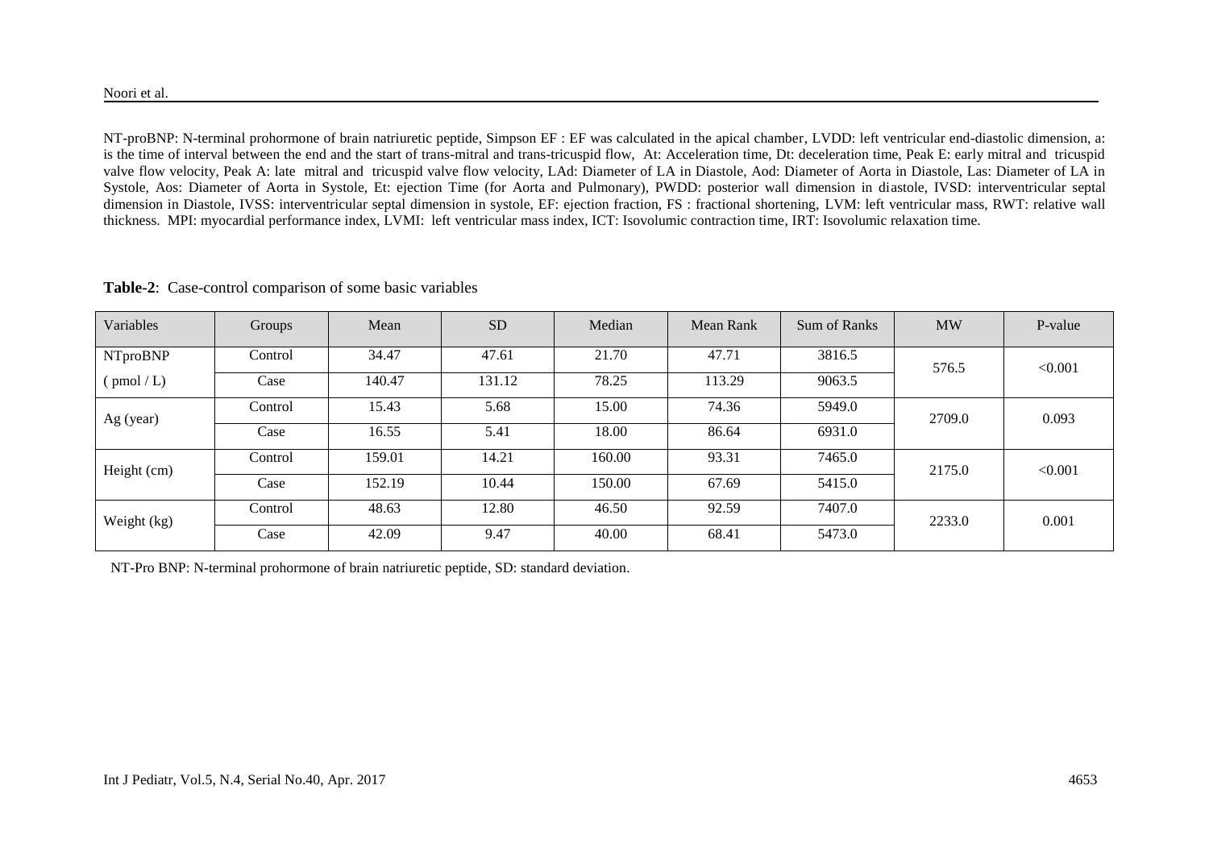NT-proBNP: N-terminal prohormone of brain natriuretic peptide, Simpson EF : EF was calculated in the apical chamber, LVDD: left ventricular end-diastolic dimension, a: is the time of interval between the end and the start of trans-mitral and trans-tricuspid flow, At: Acceleration time, Dt: deceleration time, Peak E: early mitral and tricuspid valve flow velocity, Peak A: late mitral and tricuspid valve flow velocity, LAd: Diameter of LA in Diastole, Aod: Diameter of Aorta in Diastole, Las: Diameter of LA in Systole, Aos: Diameter of Aorta in Systole, Et: ejection Time (for Aorta and Pulmonary), PWDD: posterior wall dimension in diastole, IVSD: interventricular septal dimension in Diastole, IVSS: interventricular septal dimension in systole, EF: ejection fraction, FS : fractional shortening, LVM: left ventricular mass, RWT: relative wall thickness. MPI: myocardial performance index, LVMI: left ventricular mass index, ICT: Isovolumic contraction time, IRT: Isovolumic relaxation time.

**Table-2**: Case-control comparison of some basic variables

| Variables | Groups | Mean | SD | Median | Mean Rank | Sum of Ranks | MW | P-value |
|---|---|---|---|---|---|---|---|---|
| NTproBNP ( pmol / L) | Control | 34.47 | 47.61 | 21.70 | 47.71 | 3816.5 | 576.5 | <0.001 |
| | Case | 140.47 | 131.12 | 78.25 | 113.29 | 9063.5 | | |
| Ag (year) | Control | 15.43 | 5.68 | 15.00 | 74.36 | 5949.0 | 2709.0 | 0.093 |
| | Case | 16.55 | 5.41 | 18.00 | 86.64 | 6931.0 | | |
| Height (cm) | Control | 159.01 | 14.21 | 160.00 | 93.31 | 7465.0 | 2175.0 | <0.001 |
| | Case | 152.19 | 10.44 | 150.00 | 67.69 | 5415.0 | | |
| Weight (kg) | Control | 48.63 | 12.80 | 46.50 | 92.59 | 7407.0 | 2233.0 | 0.001 |
| | Case | 42.09 | 9.47 | 40.00 | 68.41 | 5473.0 | | |

NT-Pro BNP: N-terminal prohormone of brain natriuretic peptide, SD: standard deviation.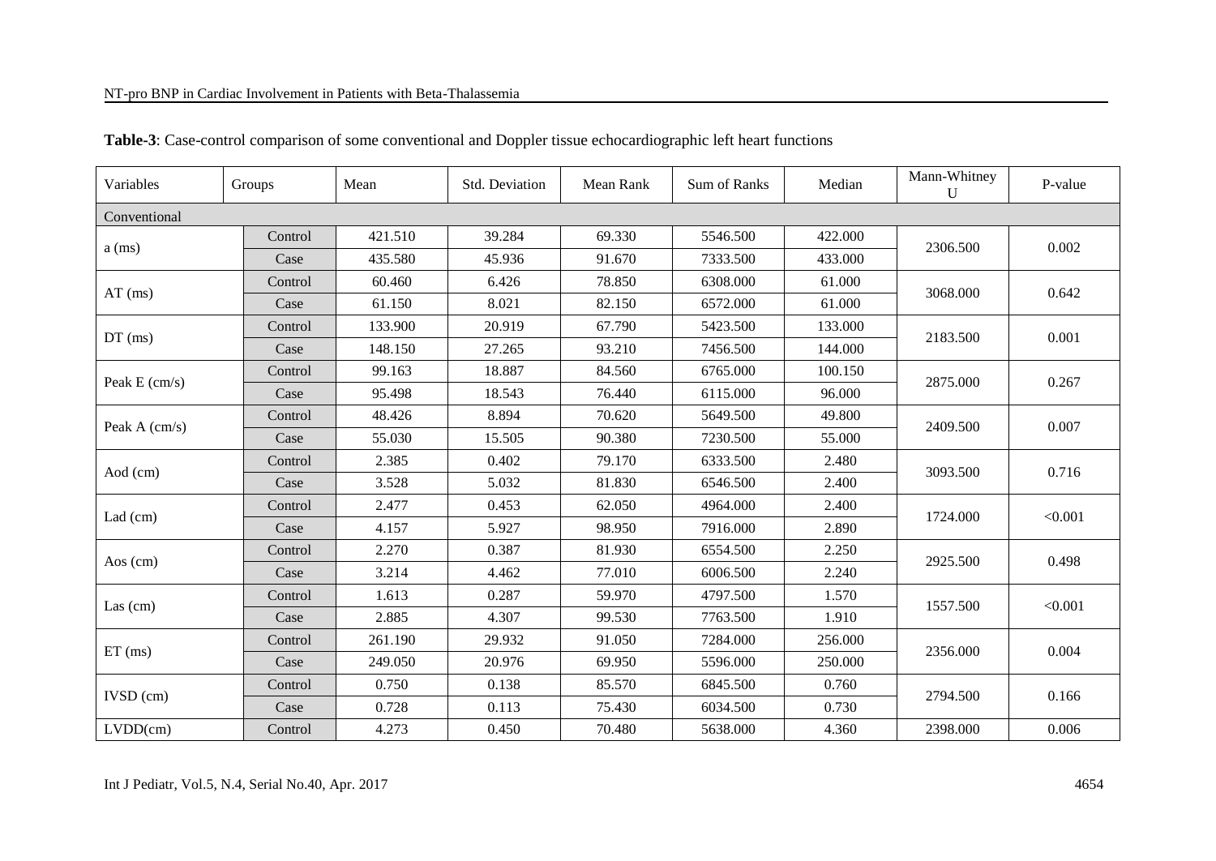**Table-3**: Case-control comparison of some conventional and Doppler tissue echocardiographic left heart functions

| Variables | Groups | Mean | Std. Deviation | Mean Rank | Sum of Ranks | Median | Mann-Whitney U | P-value |
|---|---|---|---|---|---|---|---|---|
| Conventional | | | | | | | | |
| a (ms) | Control | 421.510 | 39.284 | 69.330 | 5546.500 | 422.000 | 2306.500 | 0.002 |
| | Case | 435.580 | 45.936 | 91.670 | 7333.500 | 433.000 | | |
| AT (ms) | Control | 60.460 | 6.426 | 78.850 | 6308.000 | 61.000 | 3068.000 | 0.642 |
| | Case | 61.150 | 8.021 | 82.150 | 6572.000 | 61.000 | | |
| DT (ms) | Control | 133.900 | 20.919 | 67.790 | 5423.500 | 133.000 | 2183.500 | 0.001 |
| | Case | 148.150 | 27.265 | 93.210 | 7456.500 | 144.000 | | |
| Peak E (cm/s) | Control | 99.163 | 18.887 | 84.560 | 6765.000 | 100.150 | 2875.000 | 0.267 |
| | Case | 95.498 | 18.543 | 76.440 | 6115.000 | 96.000 | | |
| Peak A (cm/s) | Control | 48.426 | 8.894 | 70.620 | 5649.500 | 49.800 | 2409.500 | 0.007 |
| | Case | 55.030 | 15.505 | 90.380 | 7230.500 | 55.000 | | |
| Aod (cm) | Control | 2.385 | 0.402 | 79.170 | 6333.500 | 2.480 | 3093.500 | 0.716 |
| | Case | 3.528 | 5.032 | 81.830 | 6546.500 | 2.400 | | |
| Lad (cm) | Control | 2.477 | 0.453 | 62.050 | 4964.000 | 2.400 | 1724.000 | <0.001 |
| | Case | 4.157 | 5.927 | 98.950 | 7916.000 | 2.890 | | |
| Aos (cm) | Control | 2.270 | 0.387 | 81.930 | 6554.500 | 2.250 | 2925.500 | 0.498 |
| | Case | 3.214 | 4.462 | 77.010 | 6006.500 | 2.240 | | |
| Las (cm) | Control | 1.613 | 0.287 | 59.970 | 4797.500 | 1.570 | 1557.500 | <0.001 |
| | Case | 2.885 | 4.307 | 99.530 | 7763.500 | 1.910 | | |
| ET (ms) | Control | 261.190 | 29.932 | 91.050 | 7284.000 | 256.000 | 2356.000 | 0.004 |
| | Case | 249.050 | 20.976 | 69.950 | 5596.000 | 250.000 | | |
| IVSD (cm) | Control | 0.750 | 0.138 | 85.570 | 6845.500 | 0.760 | 2794.500 | 0.166 |
| | Case | 0.728 | 0.113 | 75.430 | 6034.500 | 0.730 | | |
| LVDD(cm) | Control | 4.273 | 0.450 | 70.480 | 5638.000 | 4.360 | 2398.000 | 0.006 |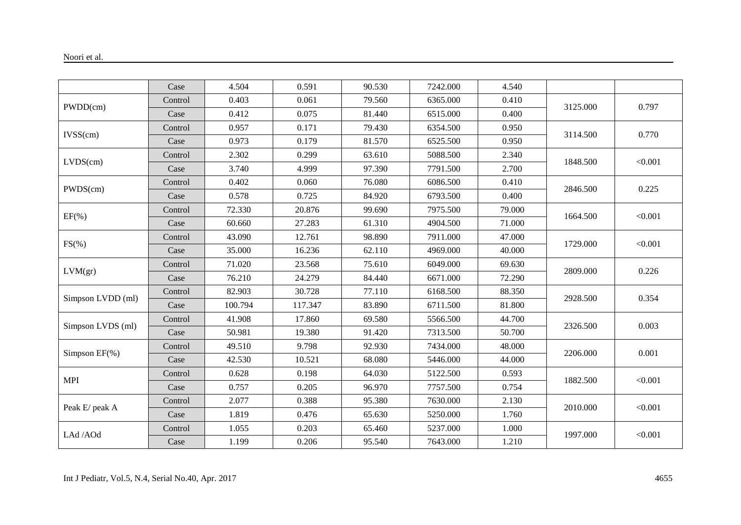|  | Case | 4.504 | 0.591 | 90.530 | 7242.000 | 4.540 |  |  |
|---|---|---|---|---|---|---|---|---|
| PWDD(cm) | Control | 0.403 | 0.061 | 79.560 | 6365.000 | 0.410 | 3125.000 | 0.797 |
|  | Case | 0.412 | 0.075 | 81.440 | 6515.000 | 0.400 |  |  |
| IVSS(cm) | Control | 0.957 | 0.171 | 79.430 | 6354.500 | 0.950 | 3114.500 | 0.770 |
|  | Case | 0.973 | 0.179 | 81.570 | 6525.500 | 0.950 |  |  |
| LVDS(cm) | Control | 2.302 | 0.299 | 63.610 | 5088.500 | 2.340 | 1848.500 | <0.001 |
|  | Case | 3.740 | 4.999 | 97.390 | 7791.500 | 2.700 |  |  |
| PWDS(cm) | Control | 0.402 | 0.060 | 76.080 | 6086.500 | 0.410 | 2846.500 | 0.225 |
|  | Case | 0.578 | 0.725 | 84.920 | 6793.500 | 0.400 |  |  |
| EF(%) | Control | 72.330 | 20.876 | 99.690 | 7975.500 | 79.000 | 1664.500 | <0.001 |
|  | Case | 60.660 | 27.283 | 61.310 | 4904.500 | 71.000 |  |  |
| FS(%) | Control | 43.090 | 12.761 | 98.890 | 7911.000 | 47.000 | 1729.000 | <0.001 |
|  | Case | 35.000 | 16.236 | 62.110 | 4969.000 | 40.000 |  |  |
| LVM(gr) | Control | 71.020 | 23.568 | 75.610 | 6049.000 | 69.630 | 2809.000 | 0.226 |
|  | Case | 76.210 | 24.279 | 84.440 | 6671.000 | 72.290 |  |  |
| Simpson LVDD (ml) | Control | 82.903 | 30.728 | 77.110 | 6168.500 | 88.350 | 2928.500 | 0.354 |
|  | Case | 100.794 | 117.347 | 83.890 | 6711.500 | 81.800 |  |  |
| Simpson LVDS (ml) | Control | 41.908 | 17.860 | 69.580 | 5566.500 | 44.700 | 2326.500 | 0.003 |
|  | Case | 50.981 | 19.380 | 91.420 | 7313.500 | 50.700 |  |  |
| Simpson EF(%) | Control | 49.510 | 9.798 | 92.930 | 7434.000 | 48.000 | 2206.000 | 0.001 |
|  | Case | 42.530 | 10.521 | 68.080 | 5446.000 | 44.000 |  |  |
| MPI | Control | 0.628 | 0.198 | 64.030 | 5122.500 | 0.593 | 1882.500 | <0.001 |
|  | Case | 0.757 | 0.205 | 96.970 | 7757.500 | 0.754 |  |  |
| Peak E/ peak A | Control | 2.077 | 0.388 | 95.380 | 7630.000 | 2.130 | 2010.000 | <0.001 |
|  | Case | 1.819 | 0.476 | 65.630 | 5250.000 | 1.760 |  |  |
| LAd /AOd | Control | 1.055 | 0.203 | 65.460 | 5237.000 | 1.000 | 1997.000 | <0.001 |
|  | Case | 1.199 | 0.206 | 95.540 | 7643.000 | 1.210 |  |  |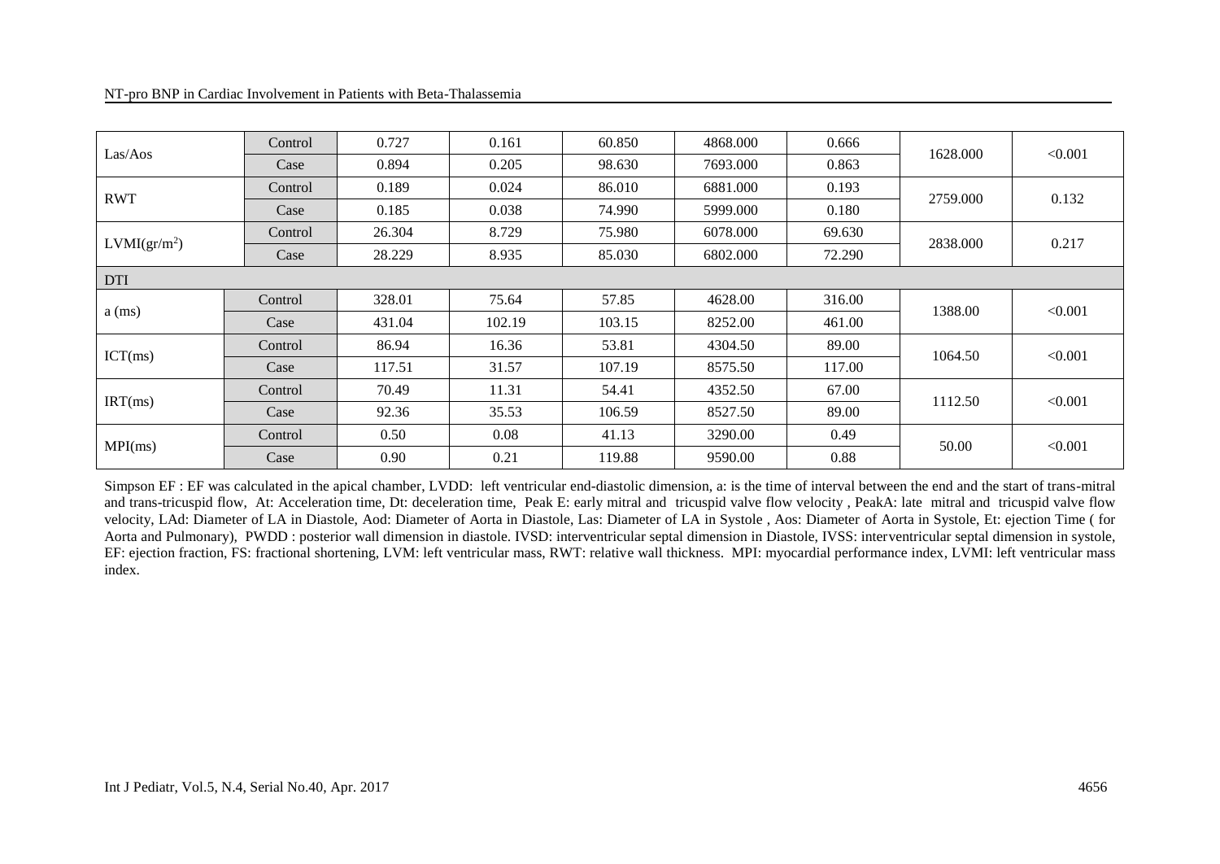| | | | | | | | | |
|---|---|---|---|---|---|---|---|---|
| Las/Aos | Control | 0.727 | 0.161 | 60.850 | 4868.000 | 0.666 | 1628.000 | <0.001 |
| | Case | 0.894 | 0.205 | 98.630 | 7693.000 | 0.863 | | |
| RWT | Control | 0.189 | 0.024 | 86.010 | 6881.000 | 0.193 | 2759.000 | 0.132 |
| | Case | 0.185 | 0.038 | 74.990 | 5999.000 | 0.180 | | |
| LVMI($gr/m^2$) | Control | 26.304 | 8.729 | 75.980 | 6078.000 | 69.630 | 2838.000 | 0.217 |
| | Case | 28.229 | 8.935 | 85.030 | 6802.000 | 72.290 | | |
| DTI | | | | | | | | |
| a (ms) | Control | 328.01 | 75.64 | 57.85 | 4628.00 | 316.00 | 1388.00 | <0.001 |
| | Case | 431.04 | 102.19 | 103.15 | 8252.00 | 461.00 | | |
| ICT(ms) | Control | 86.94 | 16.36 | 53.81 | 4304.50 | 89.00 | 1064.50 | <0.001 |
| | Case | 117.51 | 31.57 | 107.19 | 8575.50 | 117.00 | | |
| IRT(ms) | Control | 70.49 | 11.31 | 54.41 | 4352.50 | 67.00 | 1112.50 | <0.001 |
| | Case | 92.36 | 35.53 | 106.59 | 8527.50 | 89.00 | | |
| MPI(ms) | Control | 0.50 | 0.08 | 41.13 | 3290.00 | 0.49 | 50.00 | <0.001 |
| | Case | 0.90 | 0.21 | 119.88 | 9590.00 | 0.88 | | |

Simpson EF : EF was calculated in the apical chamber, LVDD: left ventricular end-diastolic dimension, a: is the time of interval between the end and the start of trans-mitral and trans-tricuspid flow, At: Acceleration time, Dt: deceleration time, Peak E: early mitral and tricuspid valve flow velocity , PeakA: late mitral and tricuspid valve flow velocity, LAd: Diameter of LA in Diastole, Aod: Diameter of Aorta in Diastole, Las: Diameter of LA in Systole , Aos: Diameter of Aorta in Systole, Et: ejection Time ( for Aorta and Pulmonary), PWDD : posterior wall dimension in diastole. IVSD: interventricular septal dimension in Diastole, IVSS: interventricular septal dimension in systole, EF: ejection fraction, FS: fractional shortening, LVM: left ventricular mass, RWT: relative wall thickness. MPI: myocardial performance index, LVMI: left ventricular mass index.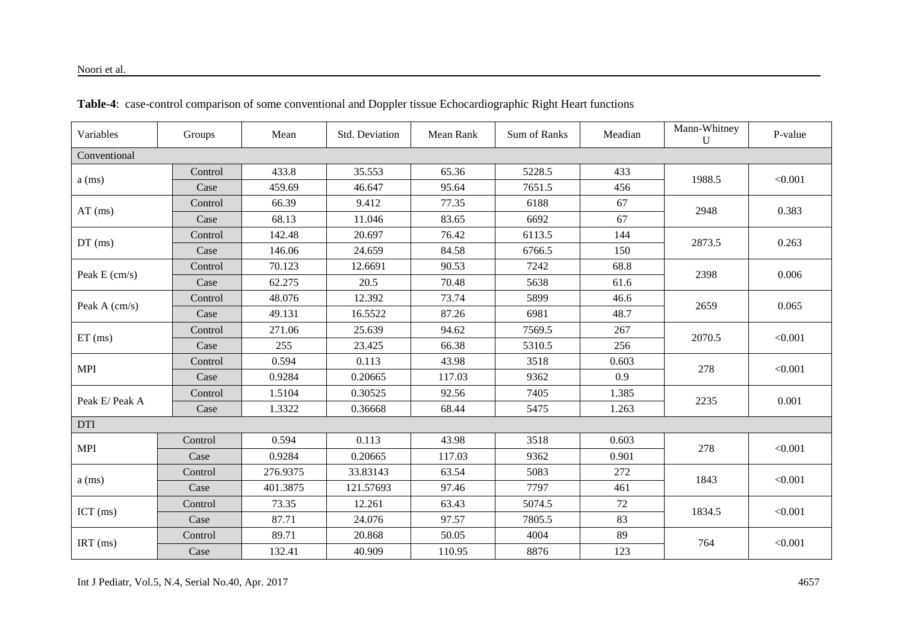**Table-4**: case-control comparison of some conventional and Doppler tissue Echocardiographic Right Heart functions

| Variables | Groups | Mean | Std. Deviation | Mean Rank | Sum of Ranks | Meadian | Mann-Whitney U | P-value |
|---|---|---|---|---|---|---|---|---|
| Conventional | | | | | | | | |
| a (ms) | Control | 433.8 | 35.553 | 65.36 | 5228.5 | 433 | 1988.5 | <0.001 |
| | Case | 459.69 | 46.647 | 95.64 | 7651.5 | 456 | | |
| AT (ms) | Control | 66.39 | 9.412 | 77.35 | 6188 | 67 | 2948 | 0.383 |
| | Case | 68.13 | 11.046 | 83.65 | 6692 | 67 | | |
| DT (ms) | Control | 142.48 | 20.697 | 76.42 | 6113.5 | 144 | 2873.5 | 0.263 |
| | Case | 146.06 | 24.659 | 84.58 | 6766.5 | 150 | | |
| Peak E (cm/s) | Control | 70.123 | 12.6691 | 90.53 | 7242 | 68.8 | 2398 | 0.006 |
| | Case | 62.275 | 20.5 | 70.48 | 5638 | 61.6 | | |
| Peak A (cm/s) | Control | 48.076 | 12.392 | 73.74 | 5899 | 46.6 | 2659 | 0.065 |
| | Case | 49.131 | 16.5522 | 87.26 | 6981 | 48.7 | | |
| ET (ms) | Control | 271.06 | 25.639 | 94.62 | 7569.5 | 267 | 2070.5 | <0.001 |
| | Case | 255 | 23.425 | 66.38 | 5310.5 | 256 | | |
| MPI | Control | 0.594 | 0.113 | 43.98 | 3518 | 0.603 | 278 | <0.001 |
| | Case | 0.9284 | 0.20665 | 117.03 | 9362 | 0.9 | | |
| Peak E/ Peak A | Control | 1.5104 | 0.30525 | 92.56 | 7405 | 1.385 | 2235 | 0.001 |
| | Case | 1.3322 | 0.36668 | 68.44 | 5475 | 1.263 | | |
| DTI | | | | | | | | |
| MPI | Control | 0.594 | 0.113 | 43.98 | 3518 | 0.603 | 278 | <0.001 |
| | Case | 0.9284 | 0.20665 | 117.03 | 9362 | 0.901 | | |
| a (ms) | Control | 276.9375 | 33.83143 | 63.54 | 5083 | 272 | 1843 | <0.001 |
| | Case | 401.3875 | 121.57693 | 97.46 | 7797 | 461 | | |
| ICT (ms) | Control | 73.35 | 12.261 | 63.43 | 5074.5 | 72 | 1834.5 | <0.001 |
| | Case | 87.71 | 24.076 | 97.57 | 7805.5 | 83 | | |
| IRT (ms) | Control | 89.71 | 20.868 | 50.05 | 4004 | 89 | 764 | <0.001 |
| | Case | 132.41 | 40.909 | 110.95 | 8876 | 123 | | |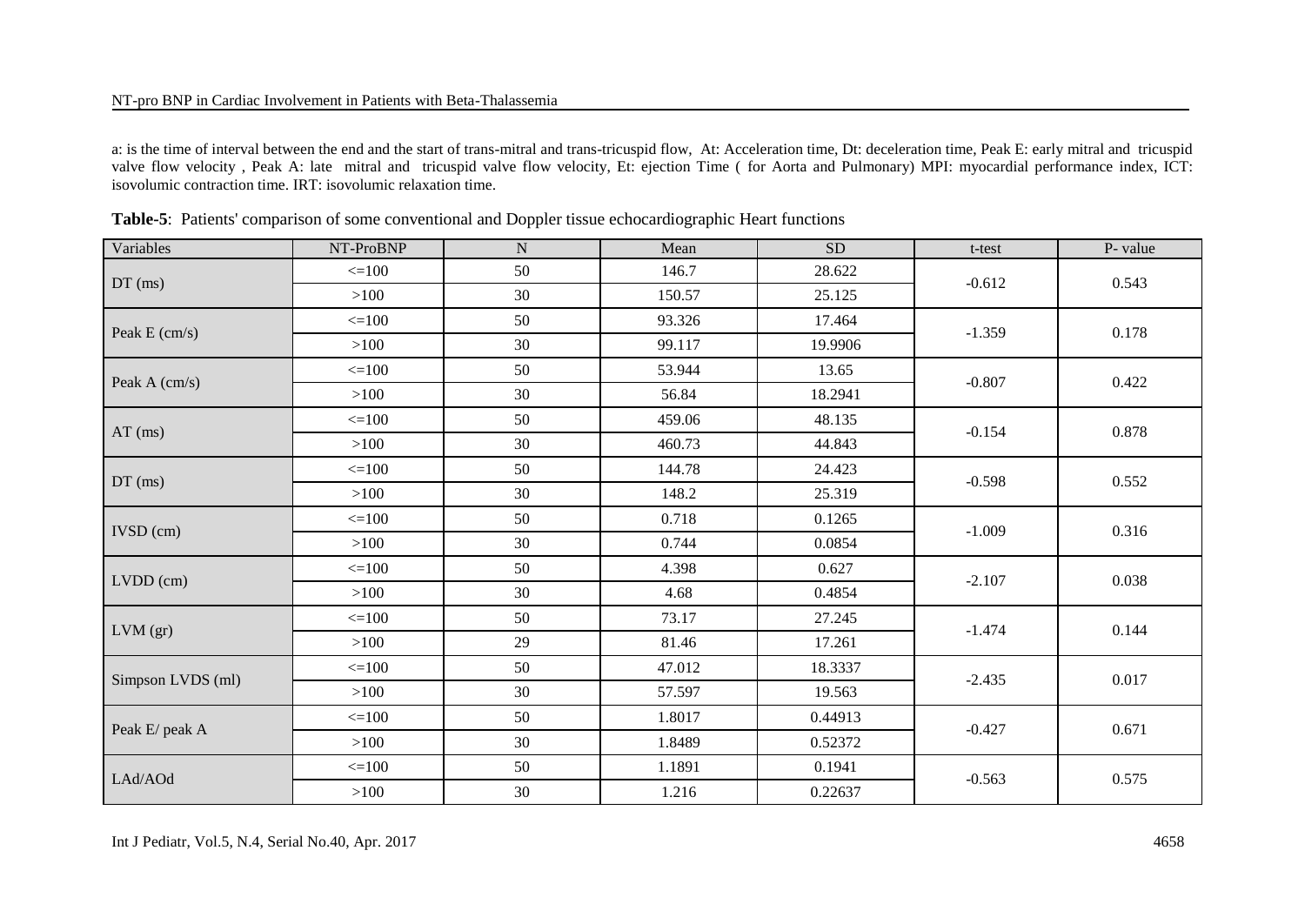a: is the time of interval between the end and the start of trans-mitral and trans-tricuspid flow, At: Acceleration time, Dt: deceleration time, Peak E: early mitral and tricuspid valve flow velocity , Peak A: late mitral and tricuspid valve flow velocity, Et: ejection Time ( for Aorta and Pulmonary) MPI: myocardial performance index, ICT: isovolumic contraction time. IRT: isovolumic relaxation time.

**Table-5**: Patients' comparison of some conventional and Doppler tissue echocardiographic Heart functions

| Variables | NT-ProBNP | N | Mean | SD | t-test | P- value |
|---|---|---|---|---|---|---|
| DT (ms) | <=100 | 50 | 146.7 | 28.622 | -0.612 | 0.543 |
| | >100 | 30 | 150.57 | 25.125 | | |
| Peak E (cm/s) | <=100 | 50 | 93.326 | 17.464 | -1.359 | 0.178 |
| | >100 | 30 | 99.117 | 19.9906 | | |
| Peak A (cm/s) | <=100 | 50 | 53.944 | 13.65 | -0.807 | 0.422 |
| | >100 | 30 | 56.84 | 18.2941 | | |
| AT (ms) | <=100 | 50 | 459.06 | 48.135 | -0.154 | 0.878 |
| | >100 | 30 | 460.73 | 44.843 | | |
| DT (ms) | <=100 | 50 | 144.78 | 24.423 | -0.598 | 0.552 |
| | >100 | 30 | 148.2 | 25.319 | | |
| IVSD (cm) | <=100 | 50 | 0.718 | 0.1265 | -1.009 | 0.316 |
| | >100 | 30 | 0.744 | 0.0854 | | |
| LVDD (cm) | <=100 | 50 | 4.398 | 0.627 | -2.107 | 0.038 |
| | >100 | 30 | 4.68 | 0.4854 | | |
| LVM (gr) | <=100 | 50 | 73.17 | 27.245 | -1.474 | 0.144 |
| | >100 | 29 | 81.46 | 17.261 | | |
| Simpson LVDS (ml) | <=100 | 50 | 47.012 | 18.3337 | -2.435 | 0.017 |
| | >100 | 30 | 57.597 | 19.563 | | |
| Peak E/ peak A | <=100 | 50 | 1.8017 | 0.44913 | -0.427 | 0.671 |
| | >100 | 30 | 1.8489 | 0.52372 | | |
| LAd/AOd | <=100 | 50 | 1.1891 | 0.1941 | -0.563 | 0.575 |
| | >100 | 30 | 1.216 | 0.22637 | | |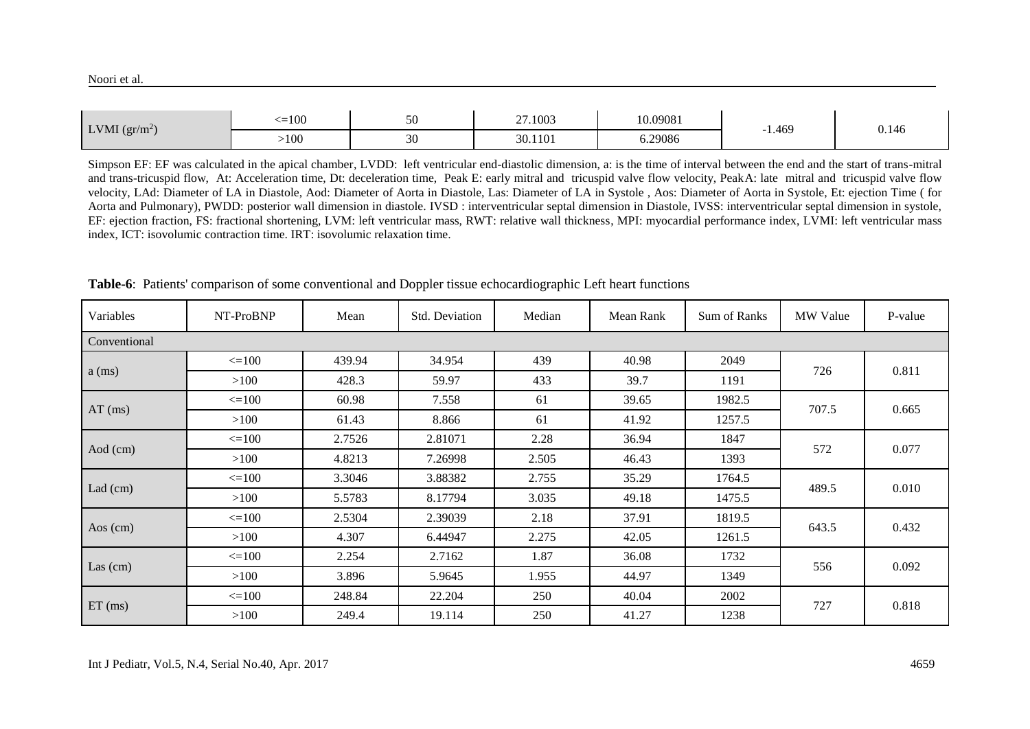| LVMI ($gr/m^2$) | <=100 | 50 | 27.1003 | 10.09081 | -1.469 | 0.146 |
|---|---|---|---|---|---|---|
| | >100 | 30 | 30.1101 | 6.29086 | | |

Simpson EF: EF was calculated in the apical chamber, LVDD: left ventricular end-diastolic dimension, a: is the time of interval between the end and the start of trans-mitral and trans-tricuspid flow, At: Acceleration time, Dt: deceleration time, Peak E: early mitral and tricuspid valve flow velocity, PeakA: late mitral and tricuspid valve flow velocity, LAd: Diameter of LA in Diastole, Aod: Diameter of Aorta in Diastole, Las: Diameter of LA in Systole , Aos: Diameter of Aorta in Systole, Et: ejection Time ( for Aorta and Pulmonary), PWDD: posterior wall dimension in diastole. IVSD : interventricular septal dimension in Diastole, IVSS: interventricular septal dimension in systole, EF: ejection fraction, FS: fractional shortening, LVM: left ventricular mass, RWT: relative wall thickness, MPI: myocardial performance index, LVMI: left ventricular mass index, ICT: isovolumic contraction time. IRT: isovolumic relaxation time.

**Table-6**: Patients' comparison of some conventional and Doppler tissue echocardiographic Left heart functions

| Variables | NT-ProBNP | Mean | Std. Deviation | Median | Mean Rank | Sum of Ranks | MW Value | P-value |
|---|---|---|---|---|---|---|---|---|
| Conventional | | | | | | | | |
| a (ms) | <=100 | 439.94 | 34.954 | 439 | 40.98 | 2049 | 726 | 0.811 |
| | >100 | 428.3 | 59.97 | 433 | 39.7 | 1191 | | |
| AT (ms) | <=100 | 60.98 | 7.558 | 61 | 39.65 | 1982.5 | 707.5 | 0.665 |
| | >100 | 61.43 | 8.866 | 61 | 41.92 | 1257.5 | | |
| Aod (cm) | <=100 | 2.7526 | 2.81071 | 2.28 | 36.94 | 1847 | 572 | 0.077 |
| | >100 | 4.8213 | 7.26998 | 2.505 | 46.43 | 1393 | | |
| Lad (cm) | <=100 | 3.3046 | 3.88382 | 2.755 | 35.29 | 1764.5 | 489.5 | 0.010 |
| | >100 | 5.5783 | 8.17794 | 3.035 | 49.18 | 1475.5 | | |
| Aos (cm) | <=100 | 2.5304 | 2.39039 | 2.18 | 37.91 | 1819.5 | 643.5 | 0.432 |
| | >100 | 4.307 | 6.44947 | 2.275 | 42.05 | 1261.5 | | |
| Las (cm) | <=100 | 2.254 | 2.7162 | 1.87 | 36.08 | 1732 | 556 | 0.092 |
| | >100 | 3.896 | 5.9645 | 1.955 | 44.97 | 1349 | | |
| ET (ms) | <=100 | 248.84 | 22.204 | 250 | 40.04 | 2002 | 727 | 0.818 |
| | >100 | 249.4 | 19.114 | 250 | 41.27 | 1238 | | |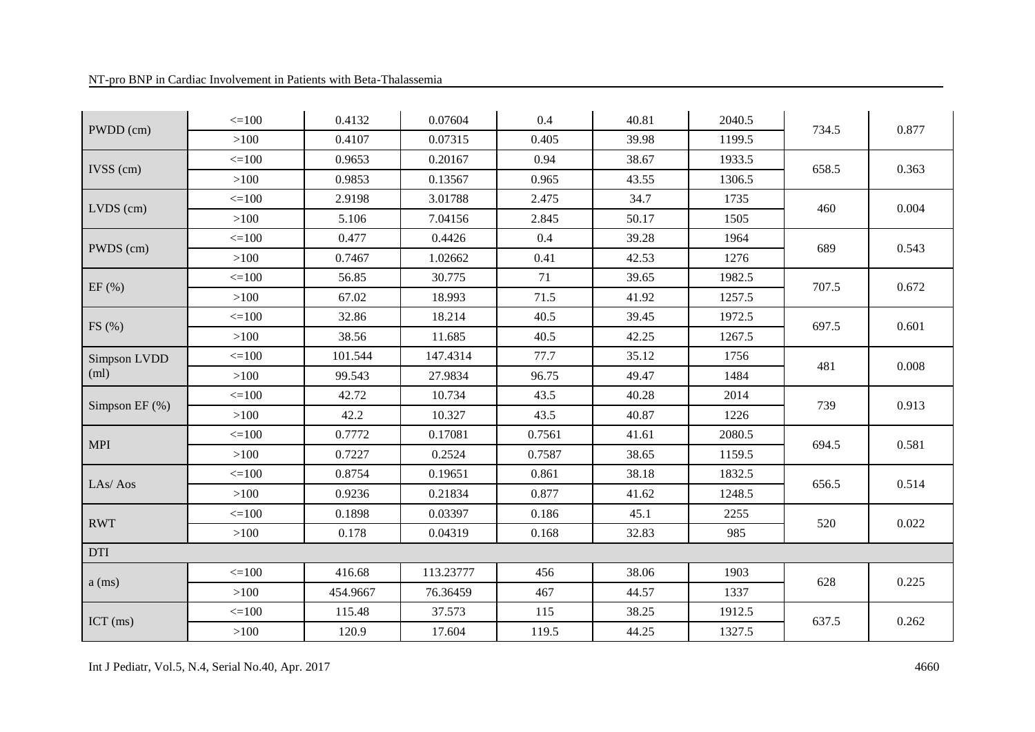| PWDD (cm) | <=100 | 0.4132 | 0.07604 | 0.4 | 40.81 | 2040.5 | 734.5 | 0.877 |
|---|---|---|---|---|---|---|---|---|
| | >100 | 0.4107 | 0.07315 | 0.405 | 39.98 | 1199.5 | | |
| IVSS (cm) | <=100 | 0.9653 | 0.20167 | 0.94 | 38.67 | 1933.5 | 658.5 | 0.363 |
| | >100 | 0.9853 | 0.13567 | 0.965 | 43.55 | 1306.5 | | |
| LVDS (cm) | <=100 | 2.9198 | 3.01788 | 2.475 | 34.7 | 1735 | 460 | 0.004 |
| | >100 | 5.106 | 7.04156 | 2.845 | 50.17 | 1505 | | |
| PWDS (cm) | <=100 | 0.477 | 0.4426 | 0.4 | 39.28 | 1964 | 689 | 0.543 |
| | >100 | 0.7467 | 1.02662 | 0.41 | 42.53 | 1276 | | |
| EF (%) | <=100 | 56.85 | 30.775 | 71 | 39.65 | 1982.5 | 707.5 | 0.672 |
| | >100 | 67.02 | 18.993 | 71.5 | 41.92 | 1257.5 | | |
| FS (%) | <=100 | 32.86 | 18.214 | 40.5 | 39.45 | 1972.5 | 697.5 | 0.601 |
| | >100 | 38.56 | 11.685 | 40.5 | 42.25 | 1267.5 | | |
| Simpson LVDD (ml) | <=100 | 101.544 | 147.4314 | 77.7 | 35.12 | 1756 | 481 | 0.008 |
| | >100 | 99.543 | 27.9834 | 96.75 | 49.47 | 1484 | | |
| Simpson EF (%) | <=100 | 42.72 | 10.734 | 43.5 | 40.28 | 2014 | 739 | 0.913 |
| | >100 | 42.2 | 10.327 | 43.5 | 40.87 | 1226 | | |
| MPI | <=100 | 0.7772 | 0.17081 | 0.7561 | 41.61 | 2080.5 | 694.5 | 0.581 |
| | >100 | 0.7227 | 0.2524 | 0.7587 | 38.65 | 1159.5 | | |
| LAs/ Aos | <=100 | 0.8754 | 0.19651 | 0.861 | 38.18 | 1832.5 | 656.5 | 0.514 |
| | >100 | 0.9236 | 0.21834 | 0.877 | 41.62 | 1248.5 | | |
| RWT | <=100 | 0.1898 | 0.03397 | 0.186 | 45.1 | 2255 | 520 | 0.022 |
| | >100 | 0.178 | 0.04319 | 0.168 | 32.83 | 985 | | |
| DTI | | | | | | | | |
| a (ms) | <=100 | 416.68 | 113.23777 | 456 | 38.06 | 1903 | 628 | 0.225 |
| | >100 | 454.9667 | 76.36459 | 467 | 44.57 | 1337 | | |
| ICT (ms) | <=100 | 115.48 | 37.573 | 115 | 38.25 | 1912.5 | 637.5 | 0.262 |
| | >100 | 120.9 | 17.604 | 119.5 | 44.25 | 1327.5 | | |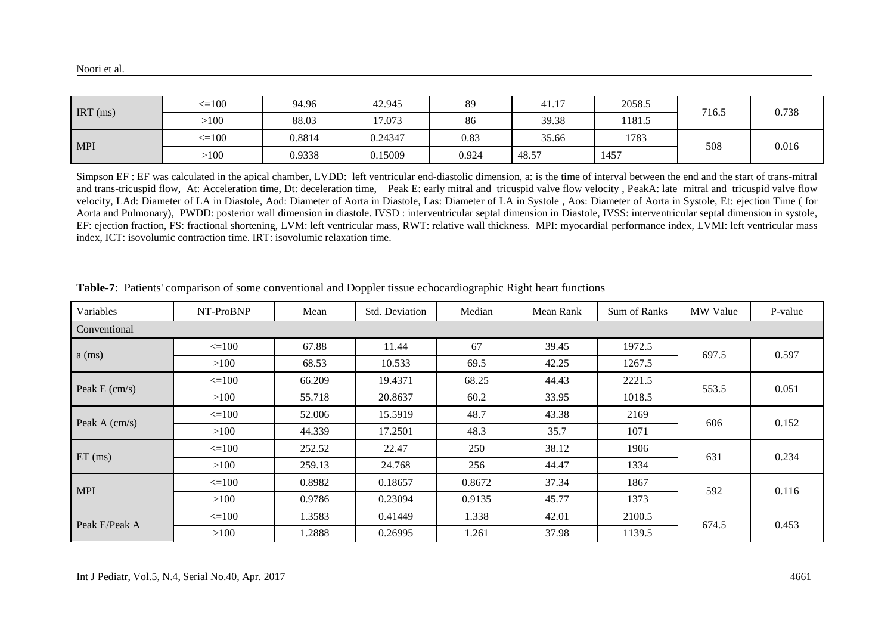| IRT (ms) | <=100 | 94.96 | 42.945 | 89 | 41.17 | 2058.5 | 716.5 | 0.738 |
|---|---|---|---|---|---|---|---|---|
| | >100 | 88.03 | 17.073 | 86 | 39.38 | 1181.5 | | |
| MPI | <=100 | 0.8814 | 0.24347 | 0.83 | 35.66 | 1783 | 508 | 0.016 |
| | >100 | 0.9338 | 0.15009 | 0.924 | 48.57 | 1457 | | |

Simpson EF : EF was calculated in the apical chamber, LVDD: left ventricular end-diastolic dimension, a: is the time of interval between the end and the start of trans-mitral and trans-tricuspid flow, At: Acceleration time, Dt: deceleration time, Peak E: early mitral and tricuspid valve flow velocity , PeakA: late mitral and tricuspid valve flow velocity, LAd: Diameter of LA in Diastole, Aod: Diameter of Aorta in Diastole, Las: Diameter of LA in Systole , Aos: Diameter of Aorta in Systole, Et: ejection Time ( for Aorta and Pulmonary), PWDD: posterior wall dimension in diastole. IVSD : interventricular septal dimension in Diastole, IVSS: interventricular septal dimension in systole, EF: ejection fraction, FS: fractional shortening, LVM: left ventricular mass, RWT: relative wall thickness. MPI: myocardial performance index, LVMI: left ventricular mass index, ICT: isovolumic contraction time. IRT: isovolumic relaxation time.

**Table-7**: Patients' comparison of some conventional and Doppler tissue echocardiographic Right heart functions

| Variables | NT-ProBNP | Mean | Std. Deviation | Median | Mean Rank | Sum of Ranks | MW Value | P-value |
|---|---|---|---|---|---|---|---|---|
| Conventional | | | | | | | | |
| a (ms) | <=100 | 67.88 | 11.44 | 67 | 39.45 | 1972.5 | 697.5 | 0.597 |
| | >100 | 68.53 | 10.533 | 69.5 | 42.25 | 1267.5 | | |
| Peak E (cm/s) | <=100 | 66.209 | 19.4371 | 68.25 | 44.43 | 2221.5 | 553.5 | 0.051 |
| | >100 | 55.718 | 20.8637 | 60.2 | 33.95 | 1018.5 | | |
| Peak A (cm/s) | <=100 | 52.006 | 15.5919 | 48.7 | 43.38 | 2169 | 606 | 0.152 |
| | >100 | 44.339 | 17.2501 | 48.3 | 35.7 | 1071 | | |
| ET (ms) | <=100 | 252.52 | 22.47 | 250 | 38.12 | 1906 | 631 | 0.234 |
| | >100 | 259.13 | 24.768 | 256 | 44.47 | 1334 | | |
| MPI | <=100 | 0.8982 | 0.18657 | 0.8672 | 37.34 | 1867 | 592 | 0.116 |
| | >100 | 0.9786 | 0.23094 | 0.9135 | 45.77 | 1373 | | |
| Peak E/Peak A | <=100 | 1.3583 | 0.41449 | 1.338 | 42.01 | 2100.5 | 674.5 | 0.453 |
| | >100 | 1.2888 | 0.26995 | 1.261 | 37.98 | 1139.5 | | |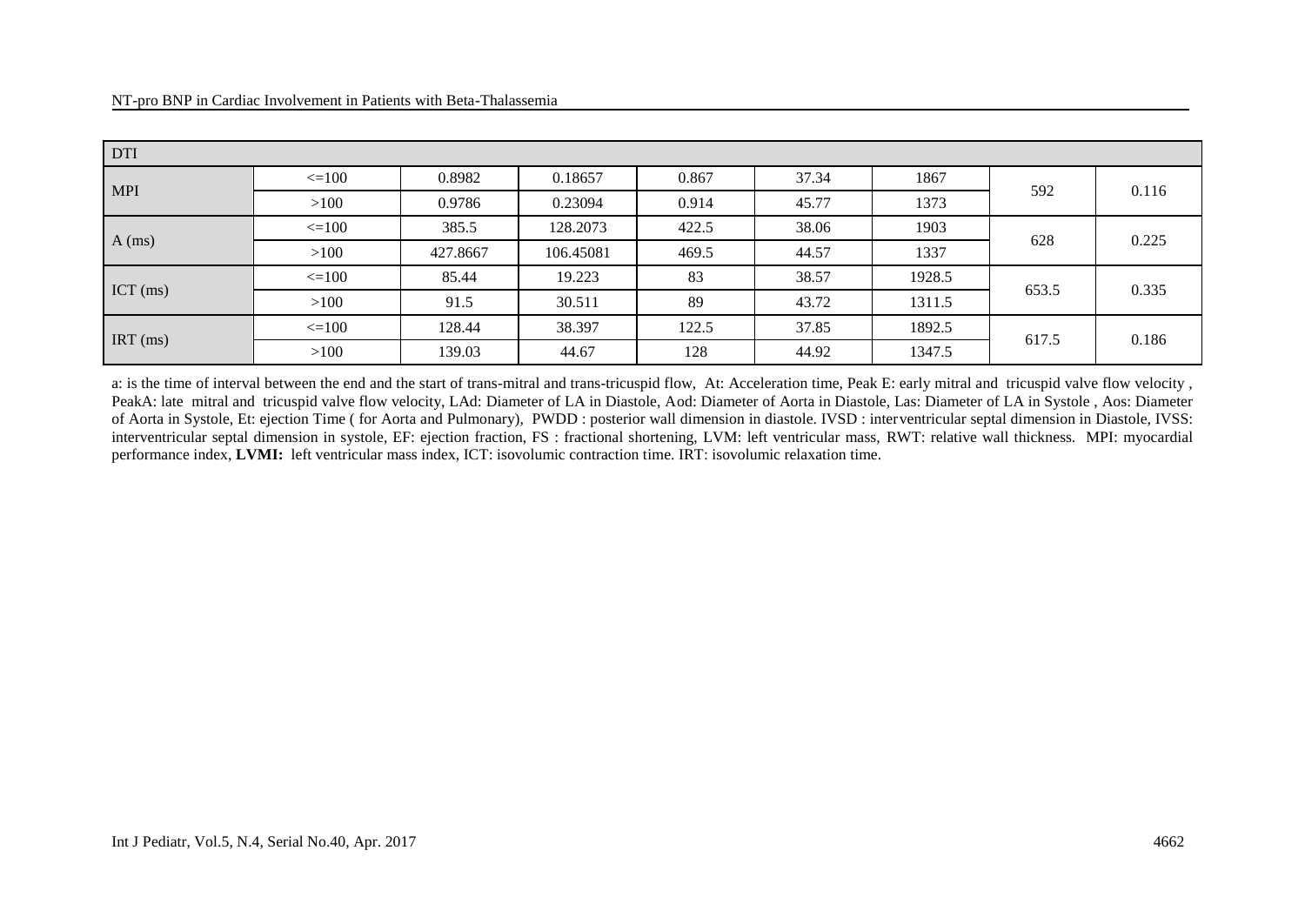| | | | | | | | | |
|---|---|---|---|---|---|---|---|---|
| DTI | | | | | | | | |
| MPI | <=100 | 0.8982 | 0.18657 | 0.867 | 37.34 | 1867 | 592 | 0.116 |
| | >100 | 0.9786 | 0.23094 | 0.914 | 45.77 | 1373 | | |
| A (ms) | <=100 | 385.5 | 128.2073 | 422.5 | 38.06 | 1903 | 628 | 0.225 |
| | >100 | 427.8667 | 106.45081 | 469.5 | 44.57 | 1337 | | |
| ICT (ms) | <=100 | 85.44 | 19.223 | 83 | 38.57 | 1928.5 | 653.5 | 0.335 |
| | >100 | 91.5 | 30.511 | 89 | 43.72 | 1311.5 | | |
| IRT (ms) | <=100 | 128.44 | 38.397 | 122.5 | 37.85 | 1892.5 | 617.5 | 0.186 |
| | >100 | 139.03 | 44.67 | 128 | 44.92 | 1347.5 | | |

a: is the time of interval between the end and the start of trans-mitral and trans-tricuspid flow, At: Acceleration time, Peak E: early mitral and tricuspid valve flow velocity , PeakA: late mitral and tricuspid valve flow velocity, LAd: Diameter of LA in Diastole, Aod: Diameter of Aorta in Diastole, Las: Diameter of LA in Systole , Aos: Diameter of Aorta in Systole, Et: ejection Time ( for Aorta and Pulmonary), PWDD : posterior wall dimension in diastole. IVSD : interventricular septal dimension in Diastole, IVSS: interventricular septal dimension in systole, EF: ejection fraction, FS : fractional shortening, LVM: left ventricular mass, RWT: relative wall thickness. MPI: myocardial performance index, **LVMI:** left ventricular mass index, ICT: isovolumic contraction time. IRT: isovolumic relaxation time.